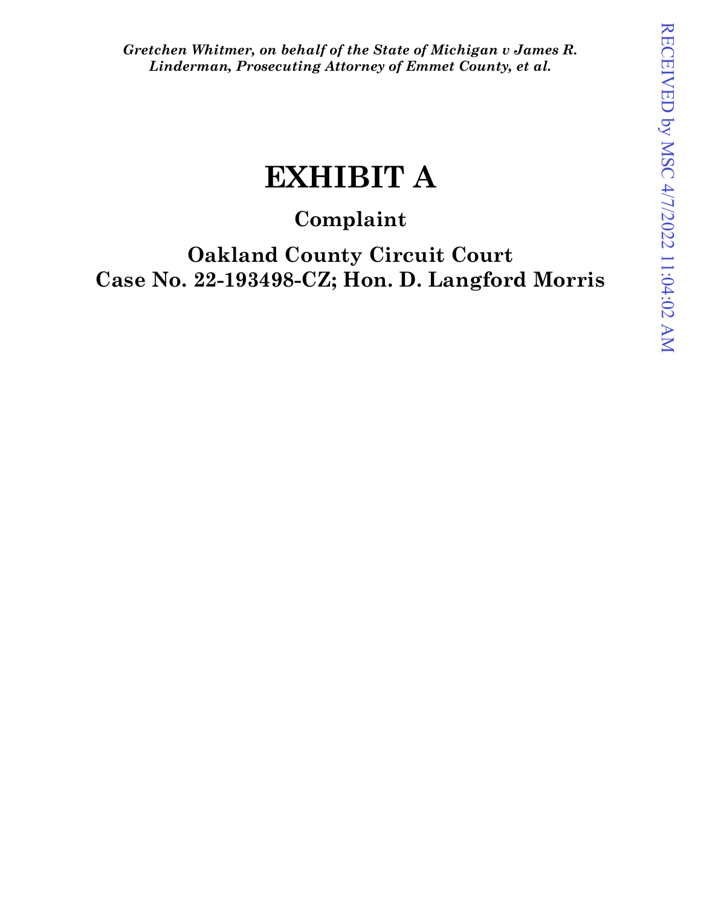*Gretchen Whitmer, on behalf of the State of Michigan v James R. Linderman, Prosecuting Attorney of Emmet County, et al.*

# EXHIBIT A

## Complaint

## Oakland County Circuit Court
## Case No. 22-193498-CZ; Hon. D. Langford Morris

RECEIVED by MSC 4/7/2022 11:04:02 AM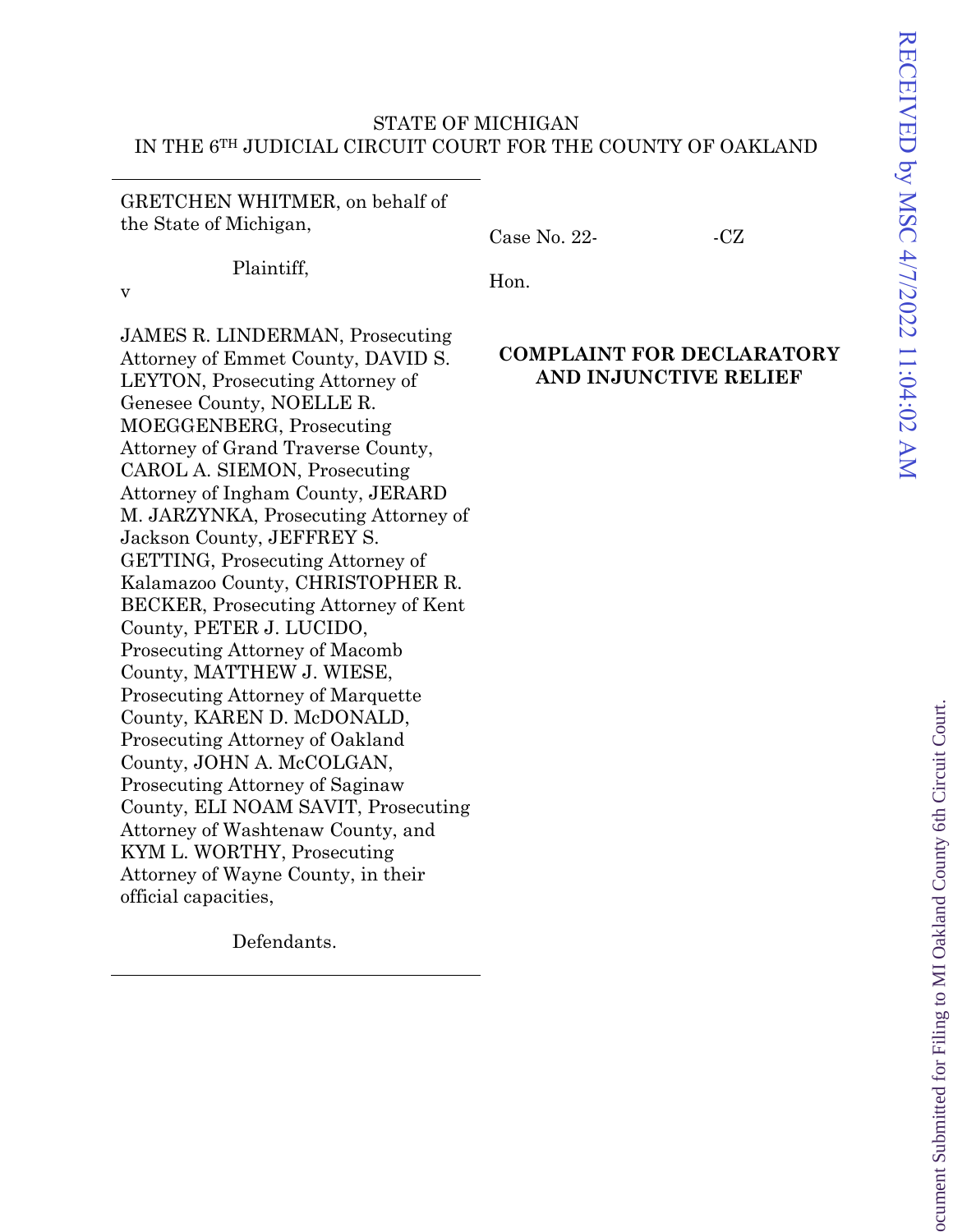STATE OF MICHIGAN
IN THE 6TH JUDICIAL CIRCUIT COURT FOR THE COUNTY OF OAKLAND

GRETCHEN WHITMER, on behalf of the State of Michigan,

Plaintiff,

v

JAMES R. LINDERMAN, Prosecuting Attorney of Emmet County, DAVID S. LEYTON, Prosecuting Attorney of Genesee County, NOELLE R. MOEGGENBERG, Prosecuting Attorney of Grand Traverse County, CAROL A. SIEMON, Prosecuting Attorney of Ingham County, JERARD M. JARZYNKA, Prosecuting Attorney of Jackson County, JEFFREY S. GETTING, Prosecuting Attorney of Kalamazoo County, CHRISTOPHER R. BECKER, Prosecuting Attorney of Kent County, PETER J. LUCIDO, Prosecuting Attorney of Macomb County, MATTHEW J. WIESE, Prosecuting Attorney of Marquette County, KAREN D. McDONALD, Prosecuting Attorney of Oakland County, JOHN A. McCOLGAN, Prosecuting Attorney of Saginaw County, ELI NOAM SAVIT, Prosecuting Attorney of Washtenaw County, and KYM L. WORTHY, Prosecuting Attorney of Wayne County, in their official capacities,

Defendants.

Case No. 22- -CZ

Hon.

**COMPLAINT FOR DECLARATORY AND INJUNCTIVE RELIEF**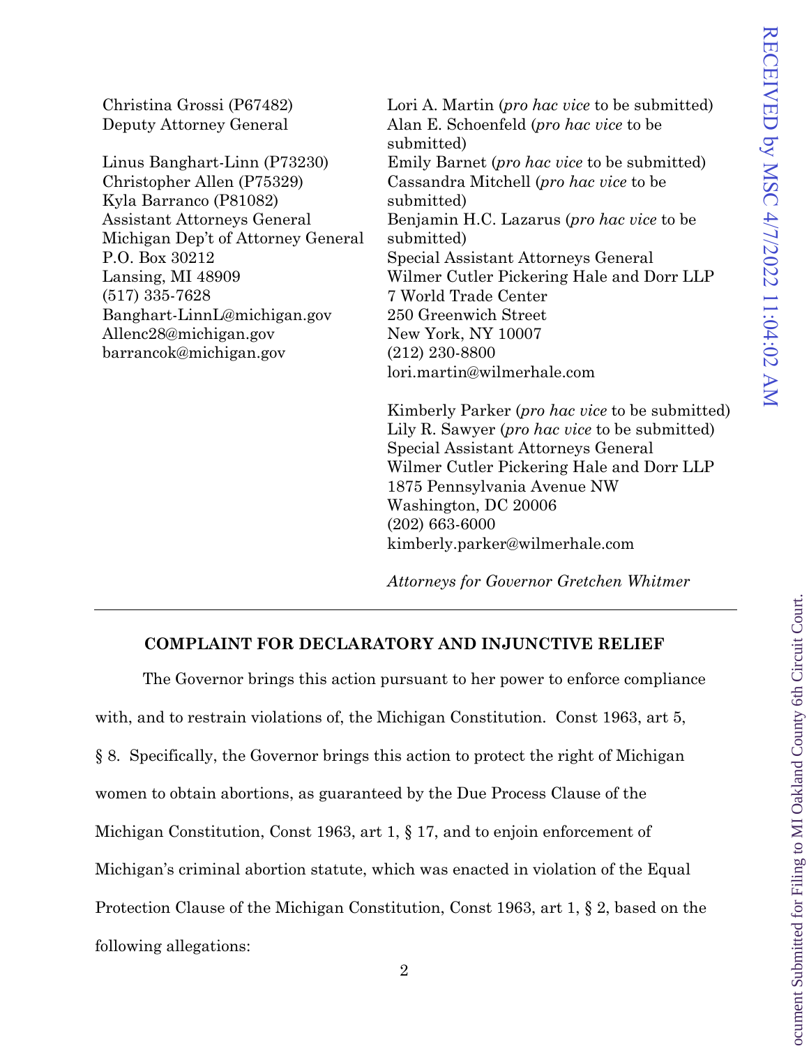Christina Grossi (P67482)
Deputy Attorney General

Linus Banghart-Linn (P73230)
Christopher Allen (P75329)
Kyla Barranco (P81082)
Assistant Attorneys General
Michigan Dep't of Attorney General
P.O. Box 30212
Lansing, MI 48909
(517) 335-7628
Banghart-LinnL@michigan.gov
Allenc28@michigan.gov
barrancok@michigan.gov

Lori A. Martin (*pro hac vice* to be submitted)
Alan E. Schoenfeld (*pro hac vice* to be submitted)
Emily Barnet (*pro hac vice* to be submitted)
Cassandra Mitchell (*pro hac vice* to be submitted)
Benjamin H.C. Lazarus (*pro hac vice* to be submitted)
Special Assistant Attorneys General
Wilmer Cutler Pickering Hale and Dorr LLP
7 World Trade Center
250 Greenwich Street
New York, NY 10007
(212) 230-8800
lori.martin@wilmerhale.com

Kimberly Parker (*pro hac vice* to be submitted)
Lily R. Sawyer (*pro hac vice* to be submitted)
Special Assistant Attorneys General
Wilmer Cutler Pickering Hale and Dorr LLP
1875 Pennsylvania Avenue NW
Washington, DC 20006
(202) 663-6000
kimberly.parker@wilmerhale.com

*Attorneys for Governor Gretchen Whitmer*

---

**COMPLAINT FOR DECLARATORY AND INJUNCTIVE RELIEF**

The Governor brings this action pursuant to her power to enforce compliance with, and to restrain violations of, the Michigan Constitution. Const 1963, art 5, § 8. Specifically, the Governor brings this action to protect the right of Michigan women to obtain abortions, as guaranteed by the Due Process Clause of the Michigan Constitution, Const 1963, art 1, § 17, and to enjoin enforcement of Michigan's criminal abortion statute, which was enacted in violation of the Equal Protection Clause of the Michigan Constitution, Const 1963, art 1, § 2, based on the following allegations: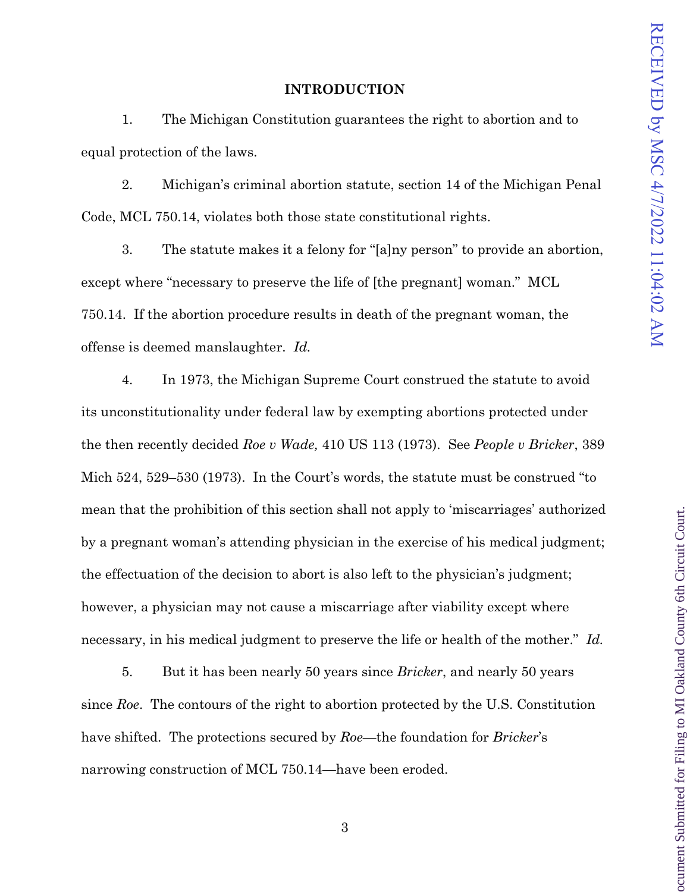## INTRODUCTION

1. The Michigan Constitution guarantees the right to abortion and to equal protection of the laws.

2. Michigan's criminal abortion statute, section 14 of the Michigan Penal Code, MCL 750.14, violates both those state constitutional rights.

3. The statute makes it a felony for "[a]ny person" to provide an abortion, except where "necessary to preserve the life of [the pregnant] woman." MCL 750.14. If the abortion procedure results in death of the pregnant woman, the offense is deemed manslaughter. *Id.*

4. In 1973, the Michigan Supreme Court construed the statute to avoid its unconstitutionality under federal law by exempting abortions protected under the then recently decided *Roe v Wade,* 410 US 113 (1973). See *People v Bricker*, 389 Mich 524, 529–530 (1973). In the Court's words, the statute must be construed "to mean that the prohibition of this section shall not apply to 'miscarriages' authorized by a pregnant woman's attending physician in the exercise of his medical judgment; the effectuation of the decision to abort is also left to the physician's judgment; however, a physician may not cause a miscarriage after viability except where necessary, in his medical judgment to preserve the life or health of the mother." *Id.*

5. But it has been nearly 50 years since *Bricker*, and nearly 50 years since *Roe*. The contours of the right to abortion protected by the U.S. Constitution have shifted. The protections secured by *Roe*—the foundation for *Bricker*'s narrowing construction of MCL 750.14—have been eroded.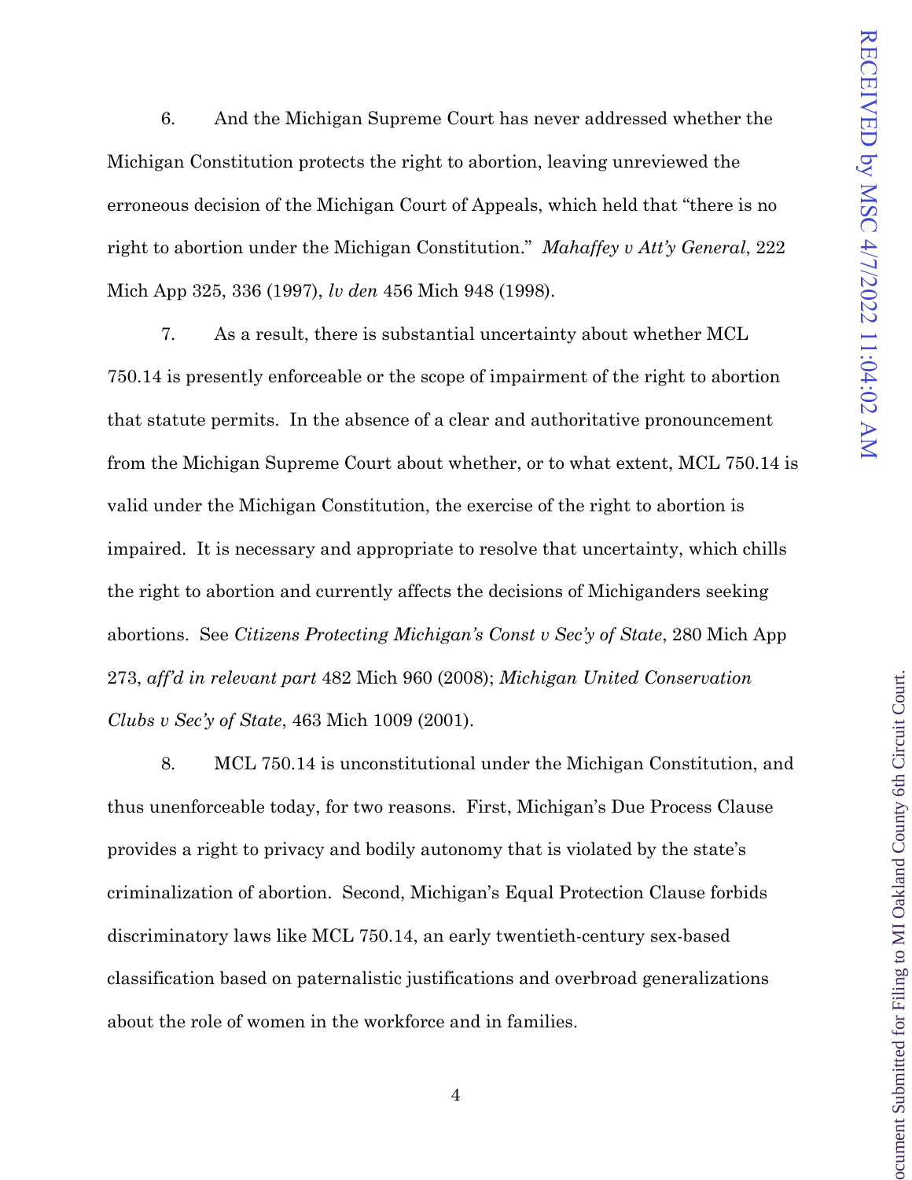6. And the Michigan Supreme Court has never addressed whether the Michigan Constitution protects the right to abortion, leaving unreviewed the erroneous decision of the Michigan Court of Appeals, which held that "there is no right to abortion under the Michigan Constitution." *Mahaffey v Att'y General*, 222 Mich App 325, 336 (1997), *lv den* 456 Mich 948 (1998).

7. As a result, there is substantial uncertainty about whether MCL 750.14 is presently enforceable or the scope of impairment of the right to abortion that statute permits. In the absence of a clear and authoritative pronouncement from the Michigan Supreme Court about whether, or to what extent, MCL 750.14 is valid under the Michigan Constitution, the exercise of the right to abortion is impaired. It is necessary and appropriate to resolve that uncertainty, which chills the right to abortion and currently affects the decisions of Michiganders seeking abortions. See *Citizens Protecting Michigan's Const v Sec'y of State*, 280 Mich App 273, *aff'd in relevant part* 482 Mich 960 (2008); *Michigan United Conservation Clubs v Sec'y of State*, 463 Mich 1009 (2001).

8. MCL 750.14 is unconstitutional under the Michigan Constitution, and thus unenforceable today, for two reasons. First, Michigan's Due Process Clause provides a right to privacy and bodily autonomy that is violated by the state's criminalization of abortion. Second, Michigan's Equal Protection Clause forbids discriminatory laws like MCL 750.14, an early twentieth-century sex-based classification based on paternalistic justifications and overbroad generalizations about the role of women in the workforce and in families.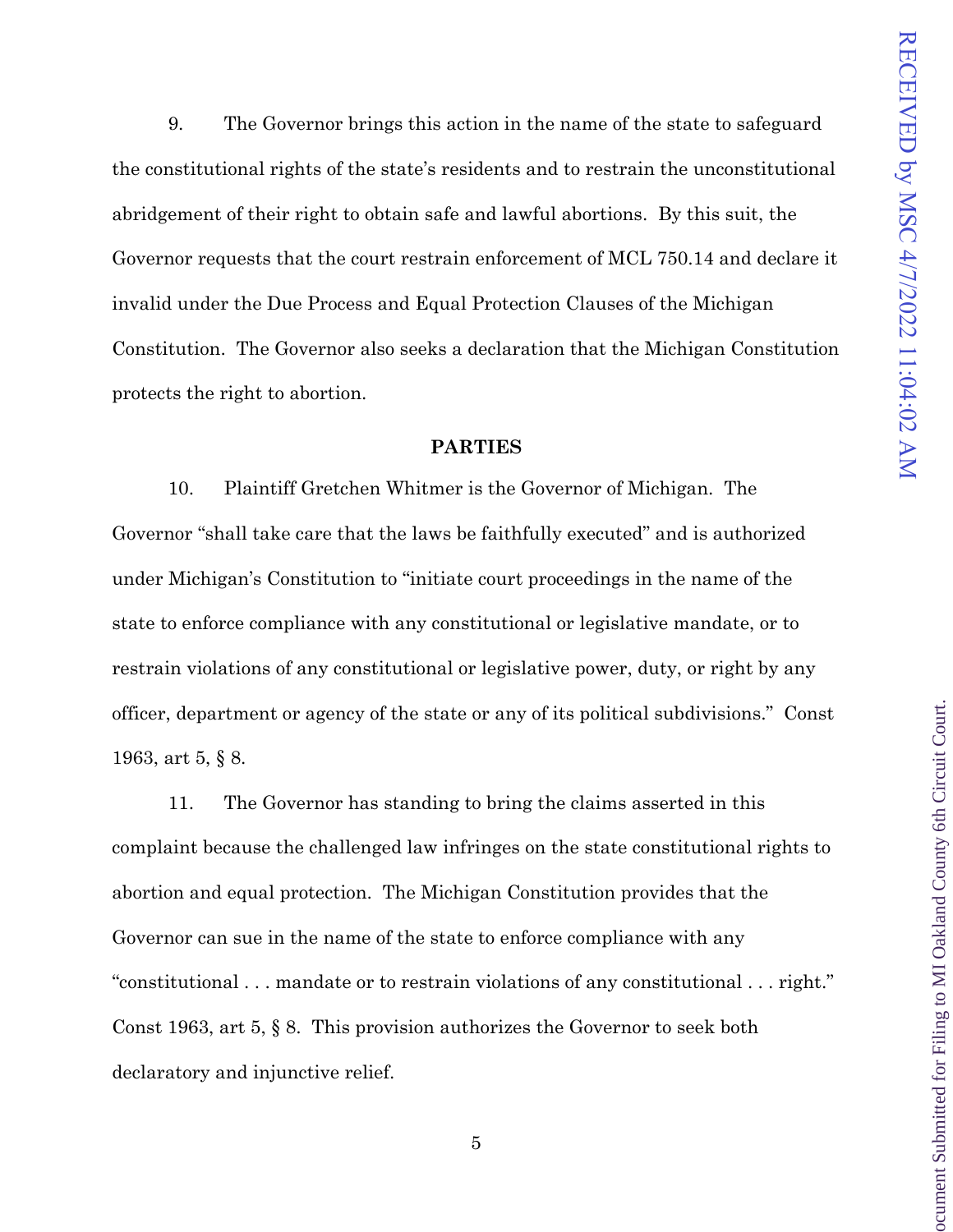9. The Governor brings this action in the name of the state to safeguard the constitutional rights of the state's residents and to restrain the unconstitutional abridgement of their right to obtain safe and lawful abortions. By this suit, the Governor requests that the court restrain enforcement of MCL 750.14 and declare it invalid under the Due Process and Equal Protection Clauses of the Michigan Constitution. The Governor also seeks a declaration that the Michigan Constitution protects the right to abortion.

**PARTIES**

10. Plaintiff Gretchen Whitmer is the Governor of Michigan. The Governor "shall take care that the laws be faithfully executed" and is authorized under Michigan's Constitution to "initiate court proceedings in the name of the state to enforce compliance with any constitutional or legislative mandate, or to restrain violations of any constitutional or legislative power, duty, or right by any officer, department or agency of the state or any of its political subdivisions." Const 1963, art 5, § 8.

11. The Governor has standing to bring the claims asserted in this complaint because the challenged law infringes on the state constitutional rights to abortion and equal protection. The Michigan Constitution provides that the Governor can sue in the name of the state to enforce compliance with any "constitutional . . . mandate or to restrain violations of any constitutional . . . right." Const 1963, art 5, § 8. This provision authorizes the Governor to seek both declaratory and injunctive relief.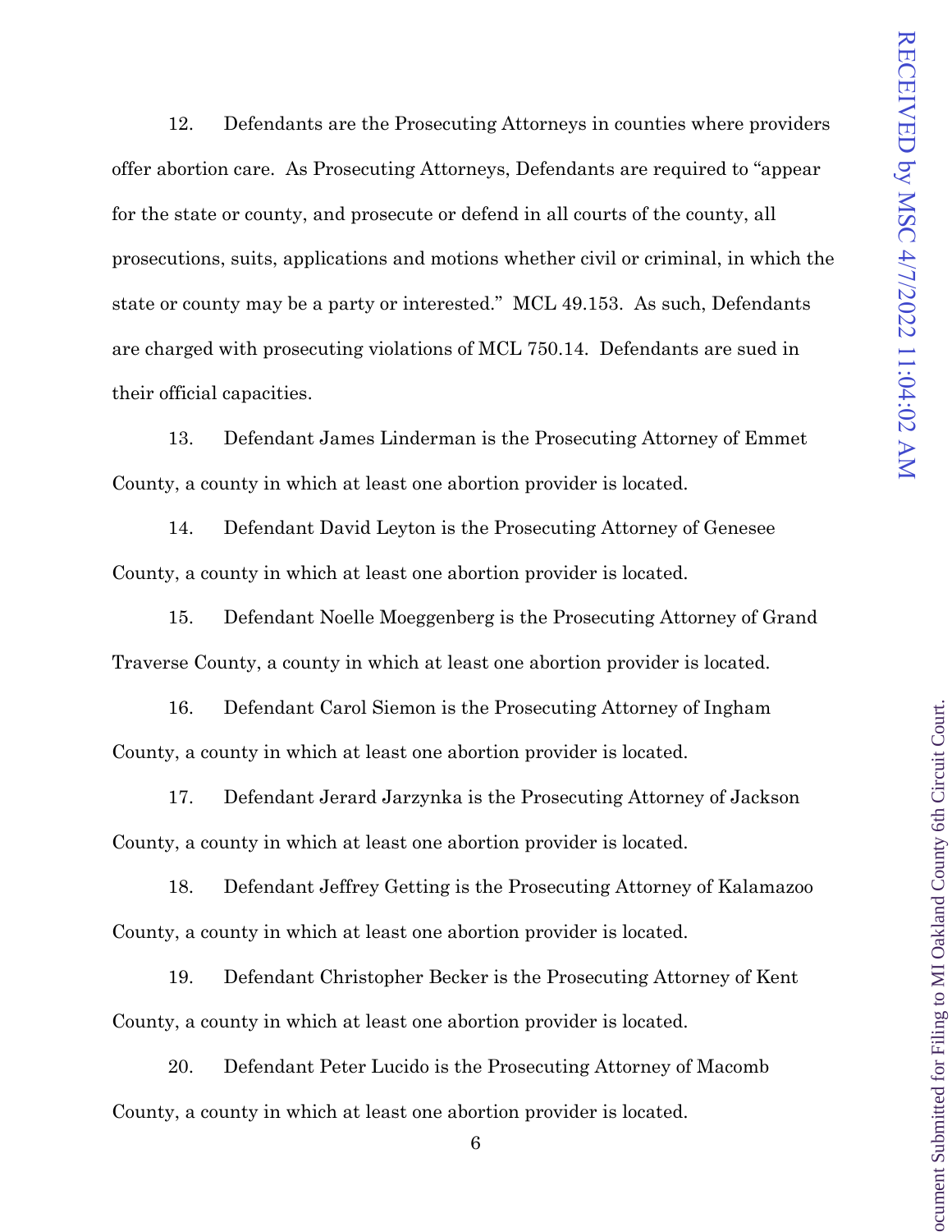12. Defendants are the Prosecuting Attorneys in counties where providers offer abortion care. As Prosecuting Attorneys, Defendants are required to "appear for the state or county, and prosecute or defend in all courts of the county, all prosecutions, suits, applications and motions whether civil or criminal, in which the state or county may be a party or interested." MCL 49.153. As such, Defendants are charged with prosecuting violations of MCL 750.14. Defendants are sued in their official capacities.

13. Defendant James Linderman is the Prosecuting Attorney of Emmet County, a county in which at least one abortion provider is located.

14. Defendant David Leyton is the Prosecuting Attorney of Genesee County, a county in which at least one abortion provider is located.

15. Defendant Noelle Moeggenberg is the Prosecuting Attorney of Grand Traverse County, a county in which at least one abortion provider is located.

16. Defendant Carol Siemon is the Prosecuting Attorney of Ingham County, a county in which at least one abortion provider is located.

17. Defendant Jerard Jarzynka is the Prosecuting Attorney of Jackson County, a county in which at least one abortion provider is located.

18. Defendant Jeffrey Getting is the Prosecuting Attorney of Kalamazoo County, a county in which at least one abortion provider is located.

19. Defendant Christopher Becker is the Prosecuting Attorney of Kent County, a county in which at least one abortion provider is located.

20. Defendant Peter Lucido is the Prosecuting Attorney of Macomb County, a county in which at least one abortion provider is located.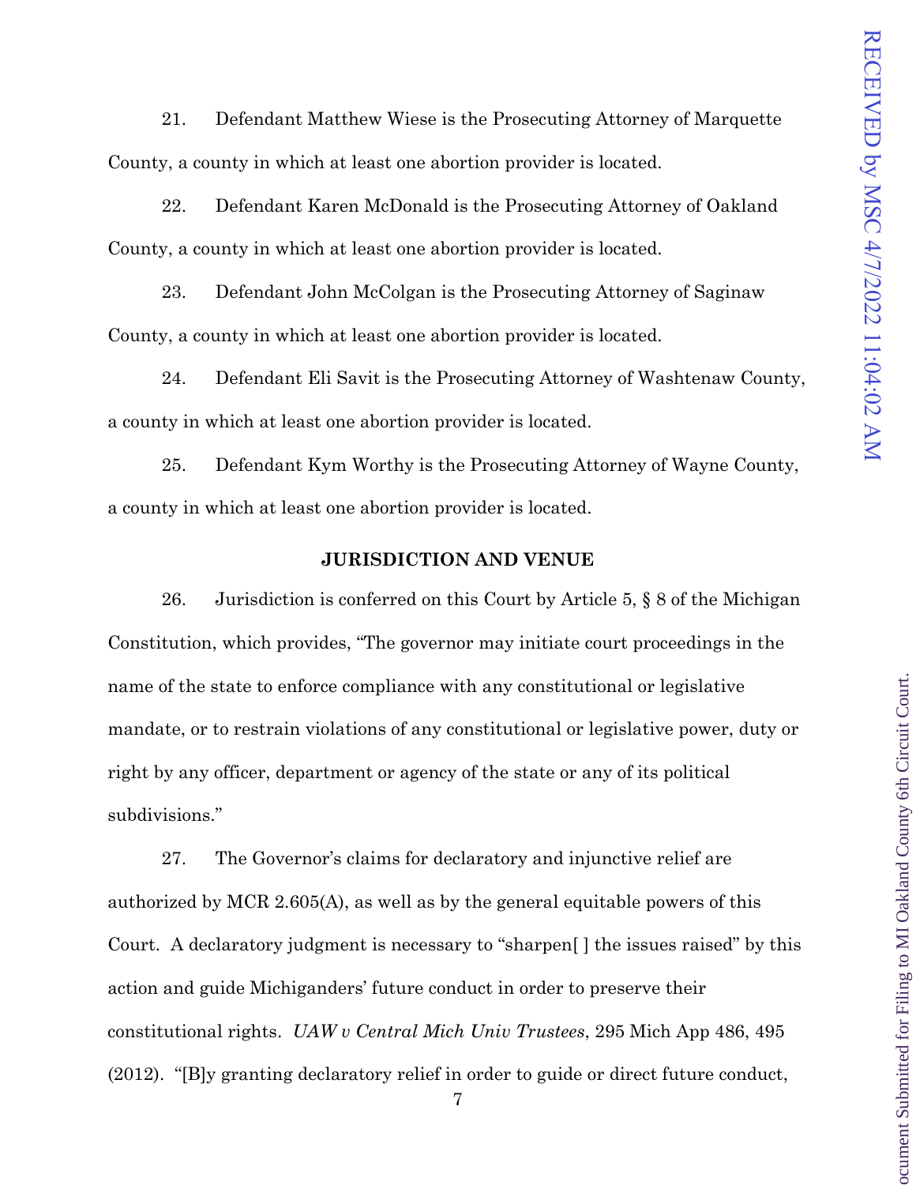21. Defendant Matthew Wiese is the Prosecuting Attorney of Marquette County, a county in which at least one abortion provider is located.

22. Defendant Karen McDonald is the Prosecuting Attorney of Oakland County, a county in which at least one abortion provider is located.

23. Defendant John McColgan is the Prosecuting Attorney of Saginaw County, a county in which at least one abortion provider is located.

24. Defendant Eli Savit is the Prosecuting Attorney of Washtenaw County, a county in which at least one abortion provider is located.

25. Defendant Kym Worthy is the Prosecuting Attorney of Wayne County, a county in which at least one abortion provider is located.

## JURISDICTION AND VENUE

26. Jurisdiction is conferred on this Court by Article 5, § 8 of the Michigan Constitution, which provides, "The governor may initiate court proceedings in the name of the state to enforce compliance with any constitutional or legislative mandate, or to restrain violations of any constitutional or legislative power, duty or right by any officer, department or agency of the state or any of its political subdivisions."

27. The Governor's claims for declaratory and injunctive relief are authorized by MCR 2.605(A), as well as by the general equitable powers of this Court. A declaratory judgment is necessary to "sharpen[ ] the issues raised" by this action and guide Michiganders' future conduct in order to preserve their constitutional rights. *UAW v Central Mich Univ Trustees*, 295 Mich App 486, 495 (2012). "[B]y granting declaratory relief in order to guide or direct future conduct,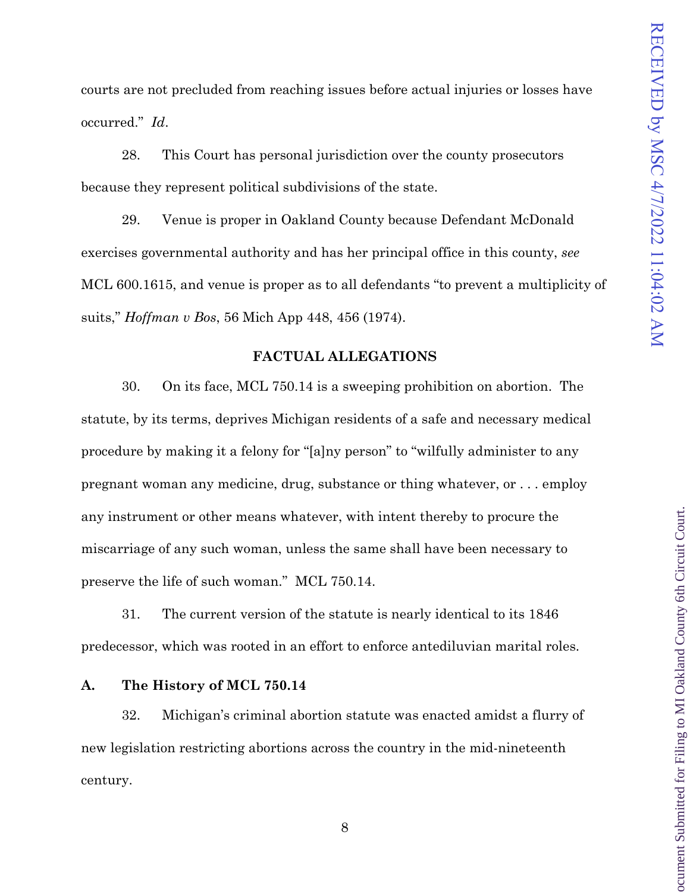courts are not precluded from reaching issues before actual injuries or losses have occurred." *Id*.

28. This Court has personal jurisdiction over the county prosecutors because they represent political subdivisions of the state.

29. Venue is proper in Oakland County because Defendant McDonald exercises governmental authority and has her principal office in this county, *see* MCL 600.1615, and venue is proper as to all defendants "to prevent a multiplicity of suits," *Hoffman v Bos*, 56 Mich App 448, 456 (1974).

**FACTUAL ALLEGATIONS**

30. On its face, MCL 750.14 is a sweeping prohibition on abortion. The statute, by its terms, deprives Michigan residents of a safe and necessary medical procedure by making it a felony for "[a]ny person" to "wilfully administer to any pregnant woman any medicine, drug, substance or thing whatever, or . . . employ any instrument or other means whatever, with intent thereby to procure the miscarriage of any such woman, unless the same shall have been necessary to preserve the life of such woman." MCL 750.14.

31. The current version of the statute is nearly identical to its 1846 predecessor, which was rooted in an effort to enforce antediluvian marital roles.

**A. The History of MCL 750.14**

32. Michigan's criminal abortion statute was enacted amidst a flurry of new legislation restricting abortions across the country in the mid-nineteenth century.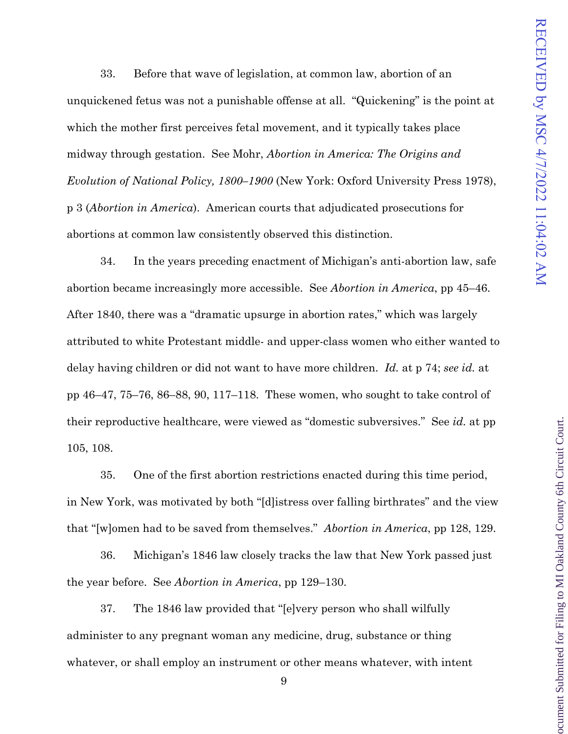33. Before that wave of legislation, at common law, abortion of an unquickened fetus was not a punishable offense at all. "Quickening" is the point at which the mother first perceives fetal movement, and it typically takes place midway through gestation. See Mohr, *Abortion in America: The Origins and Evolution of National Policy, 1800–1900* (New York: Oxford University Press 1978), p 3 (*Abortion in America*). American courts that adjudicated prosecutions for abortions at common law consistently observed this distinction.

34. In the years preceding enactment of Michigan's anti-abortion law, safe abortion became increasingly more accessible. See *Abortion in America*, pp 45–46. After 1840, there was a "dramatic upsurge in abortion rates," which was largely attributed to white Protestant middle- and upper-class women who either wanted to delay having children or did not want to have more children. *Id.* at p 74; *see id.* at pp 46–47, 75–76, 86–88, 90, 117–118. These women, who sought to take control of their reproductive healthcare, were viewed as "domestic subversives." See *id.* at pp 105, 108.

35. One of the first abortion restrictions enacted during this time period, in New York, was motivated by both "[d]istress over falling birthrates" and the view that "[w]omen had to be saved from themselves." *Abortion in America*, pp 128, 129.

36. Michigan's 1846 law closely tracks the law that New York passed just the year before. See *Abortion in America*, pp 129–130.

37. The 1846 law provided that "[e]very person who shall wilfully administer to any pregnant woman any medicine, drug, substance or thing whatever, or shall employ an instrument or other means whatever, with intent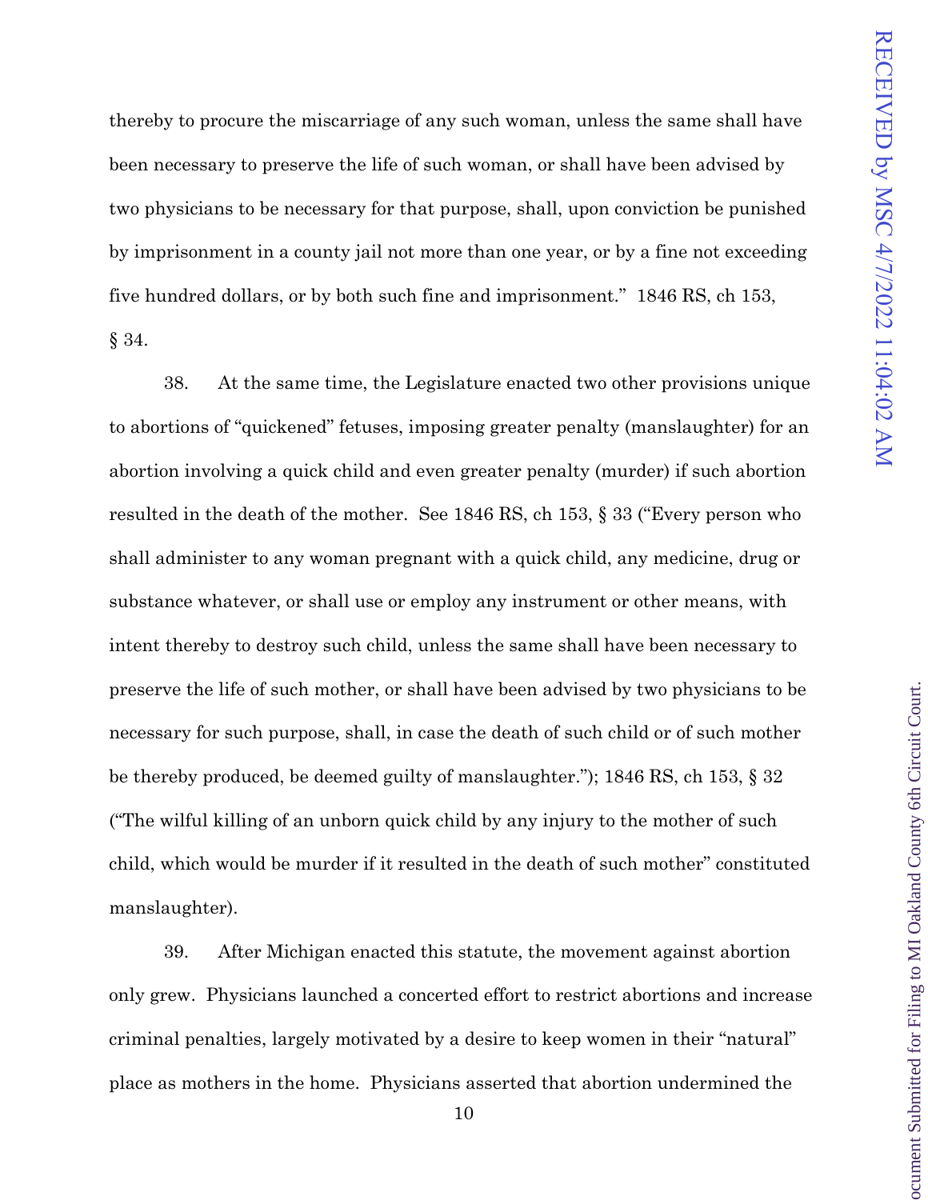thereby to procure the miscarriage of any such woman, unless the same shall have been necessary to preserve the life of such woman, or shall have been advised by two physicians to be necessary for that purpose, shall, upon conviction be punished by imprisonment in a county jail not more than one year, or by a fine not exceeding five hundred dollars, or by both such fine and imprisonment." 1846 RS, ch 153, § 34.

38. At the same time, the Legislature enacted two other provisions unique to abortions of "quickened" fetuses, imposing greater penalty (manslaughter) for an abortion involving a quick child and even greater penalty (murder) if such abortion resulted in the death of the mother. See 1846 RS, ch 153, § 33 ("Every person who shall administer to any woman pregnant with a quick child, any medicine, drug or substance whatever, or shall use or employ any instrument or other means, with intent thereby to destroy such child, unless the same shall have been necessary to preserve the life of such mother, or shall have been advised by two physicians to be necessary for such purpose, shall, in case the death of such child or of such mother be thereby produced, be deemed guilty of manslaughter."); 1846 RS, ch 153, § 32 ("The wilful killing of an unborn quick child by any injury to the mother of such child, which would be murder if it resulted in the death of such mother" constituted manslaughter).

39. After Michigan enacted this statute, the movement against abortion only grew. Physicians launched a concerted effort to restrict abortions and increase criminal penalties, largely motivated by a desire to keep women in their "natural" place as mothers in the home. Physicians asserted that abortion undermined the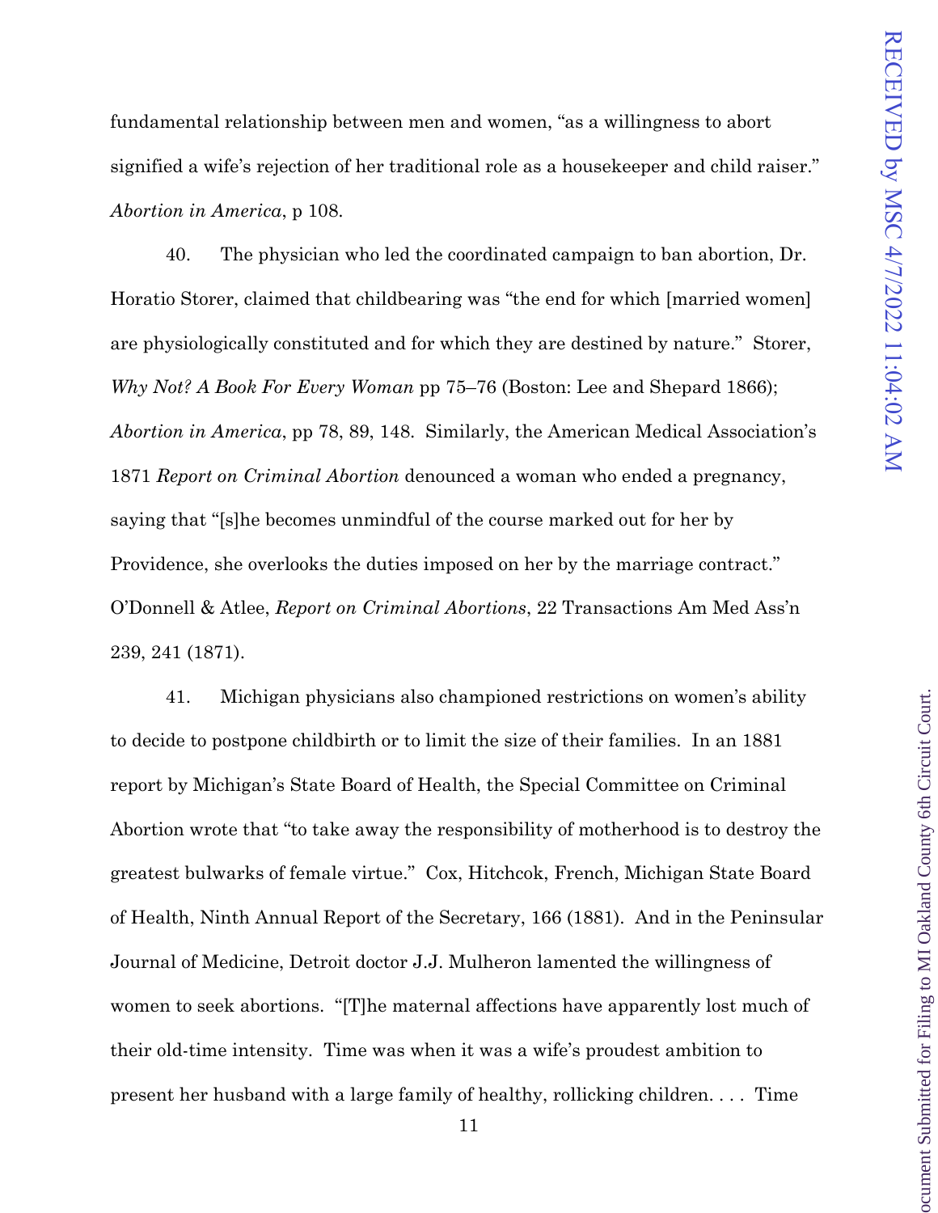fundamental relationship between men and women, "as a willingness to abort signified a wife's rejection of her traditional role as a housekeeper and child raiser." *Abortion in America*, p 108.

40. The physician who led the coordinated campaign to ban abortion, Dr. Horatio Storer, claimed that childbearing was "the end for which [married women] are physiologically constituted and for which they are destined by nature." Storer, *Why Not? A Book For Every Woman* pp 75–76 (Boston: Lee and Shepard 1866); *Abortion in America*, pp 78, 89, 148. Similarly, the American Medical Association's 1871 *Report on Criminal Abortion* denounced a woman who ended a pregnancy, saying that "[s]he becomes unmindful of the course marked out for her by Providence, she overlooks the duties imposed on her by the marriage contract." O'Donnell & Atlee, *Report on Criminal Abortions*, 22 Transactions Am Med Ass'n 239, 241 (1871).

41. Michigan physicians also championed restrictions on women's ability to decide to postpone childbirth or to limit the size of their families. In an 1881 report by Michigan's State Board of Health, the Special Committee on Criminal Abortion wrote that "to take away the responsibility of motherhood is to destroy the greatest bulwarks of female virtue." Cox, Hitchcok, French, Michigan State Board of Health, Ninth Annual Report of the Secretary, 166 (1881). And in the Peninsular Journal of Medicine, Detroit doctor J.J. Mulheron lamented the willingness of women to seek abortions. "[T]he maternal affections have apparently lost much of their old-time intensity. Time was when it was a wife's proudest ambition to present her husband with a large family of healthy, rollicking children. . . . Time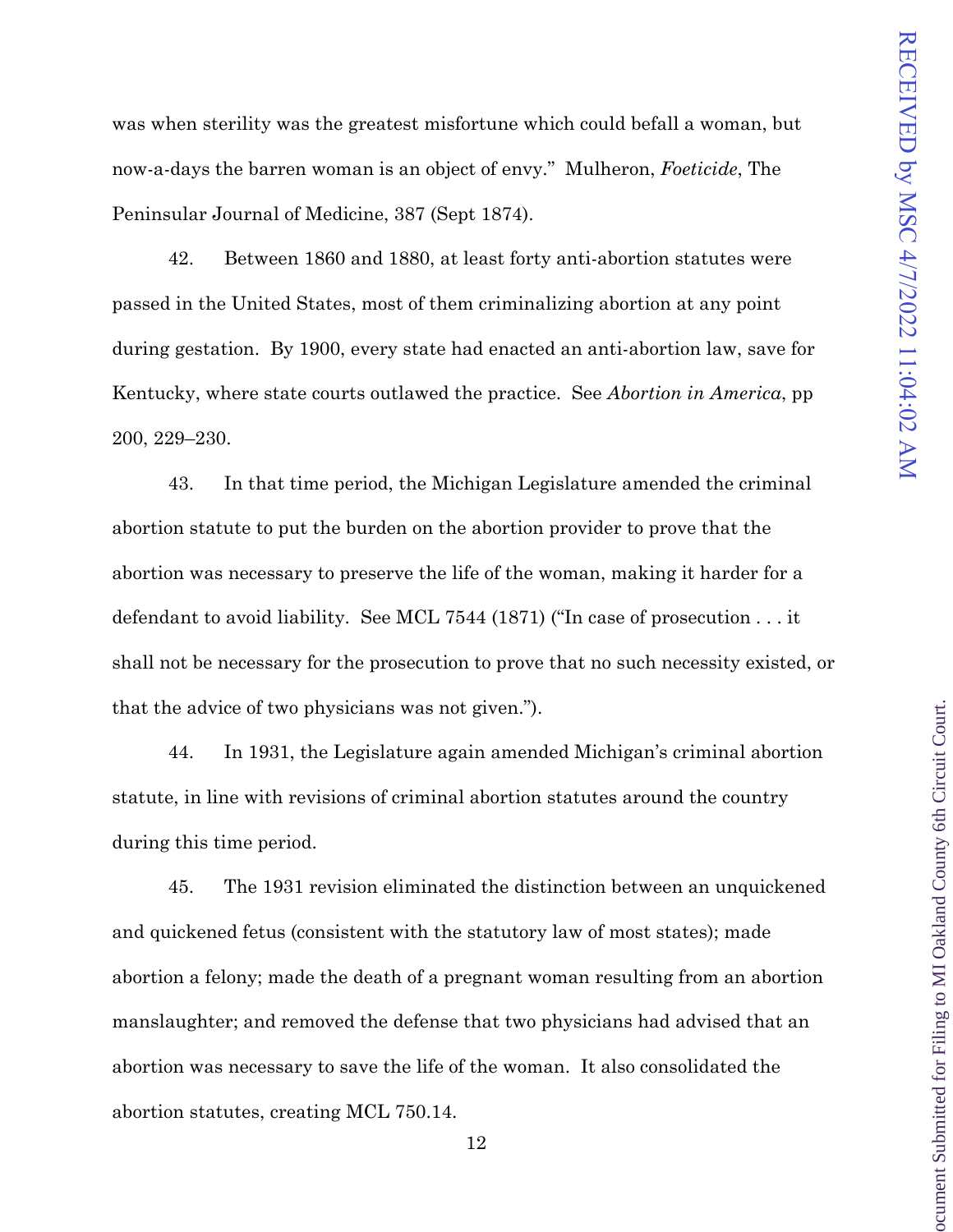was when sterility was the greatest misfortune which could befall a woman, but now-a-days the barren woman is an object of envy." Mulheron, *Foeticide*, The Peninsular Journal of Medicine, 387 (Sept 1874).

42. Between 1860 and 1880, at least forty anti-abortion statutes were passed in the United States, most of them criminalizing abortion at any point during gestation. By 1900, every state had enacted an anti-abortion law, save for Kentucky, where state courts outlawed the practice. See *Abortion in America*, pp 200, 229–230.

43. In that time period, the Michigan Legislature amended the criminal abortion statute to put the burden on the abortion provider to prove that the abortion was necessary to preserve the life of the woman, making it harder for a defendant to avoid liability. See MCL 7544 (1871) ("In case of prosecution . . . it shall not be necessary for the prosecution to prove that no such necessity existed, or that the advice of two physicians was not given.").

44. In 1931, the Legislature again amended Michigan's criminal abortion statute, in line with revisions of criminal abortion statutes around the country during this time period.

45. The 1931 revision eliminated the distinction between an unquickened and quickened fetus (consistent with the statutory law of most states); made abortion a felony; made the death of a pregnant woman resulting from an abortion manslaughter; and removed the defense that two physicians had advised that an abortion was necessary to save the life of the woman. It also consolidated the abortion statutes, creating MCL 750.14.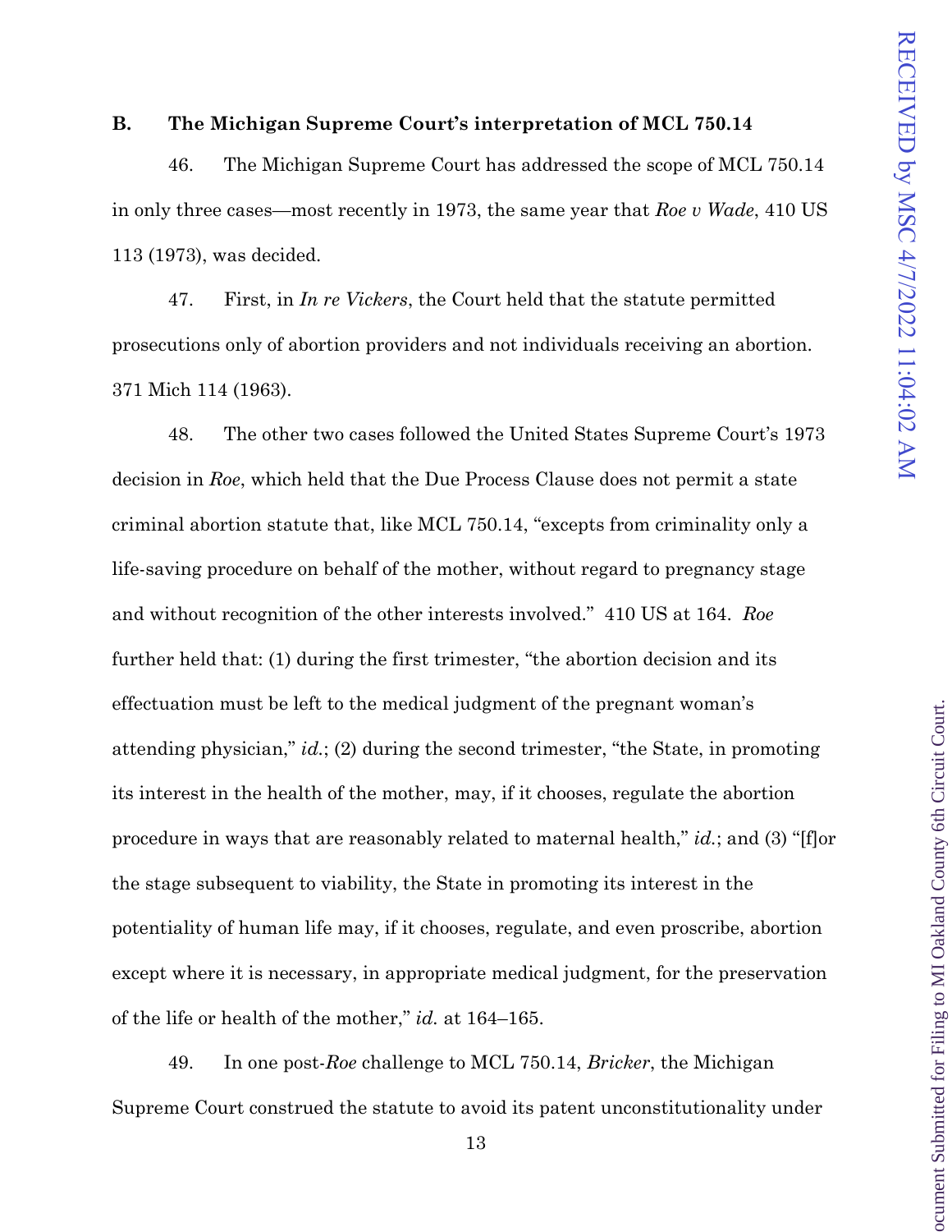### B. The Michigan Supreme Court's interpretation of MCL 750.14

46. The Michigan Supreme Court has addressed the scope of MCL 750.14 in only three cases—most recently in 1973, the same year that *Roe v Wade*, 410 US 113 (1973), was decided.

47. First, in *In re Vickers*, the Court held that the statute permitted prosecutions only of abortion providers and not individuals receiving an abortion. 371 Mich 114 (1963).

48. The other two cases followed the United States Supreme Court's 1973 decision in *Roe*, which held that the Due Process Clause does not permit a state criminal abortion statute that, like MCL 750.14, "excepts from criminality only a life-saving procedure on behalf of the mother, without regard to pregnancy stage and without recognition of the other interests involved." 410 US at 164. *Roe* further held that: (1) during the first trimester, "the abortion decision and its effectuation must be left to the medical judgment of the pregnant woman's attending physician," *id.*; (2) during the second trimester, "the State, in promoting its interest in the health of the mother, may, if it chooses, regulate the abortion procedure in ways that are reasonably related to maternal health," *id.*; and (3) "[f]or the stage subsequent to viability, the State in promoting its interest in the potentiality of human life may, if it chooses, regulate, and even proscribe, abortion except where it is necessary, in appropriate medical judgment, for the preservation of the life or health of the mother," *id.* at 164–165.

49. In one post-*Roe* challenge to MCL 750.14, *Bricker*, the Michigan Supreme Court construed the statute to avoid its patent unconstitutionality under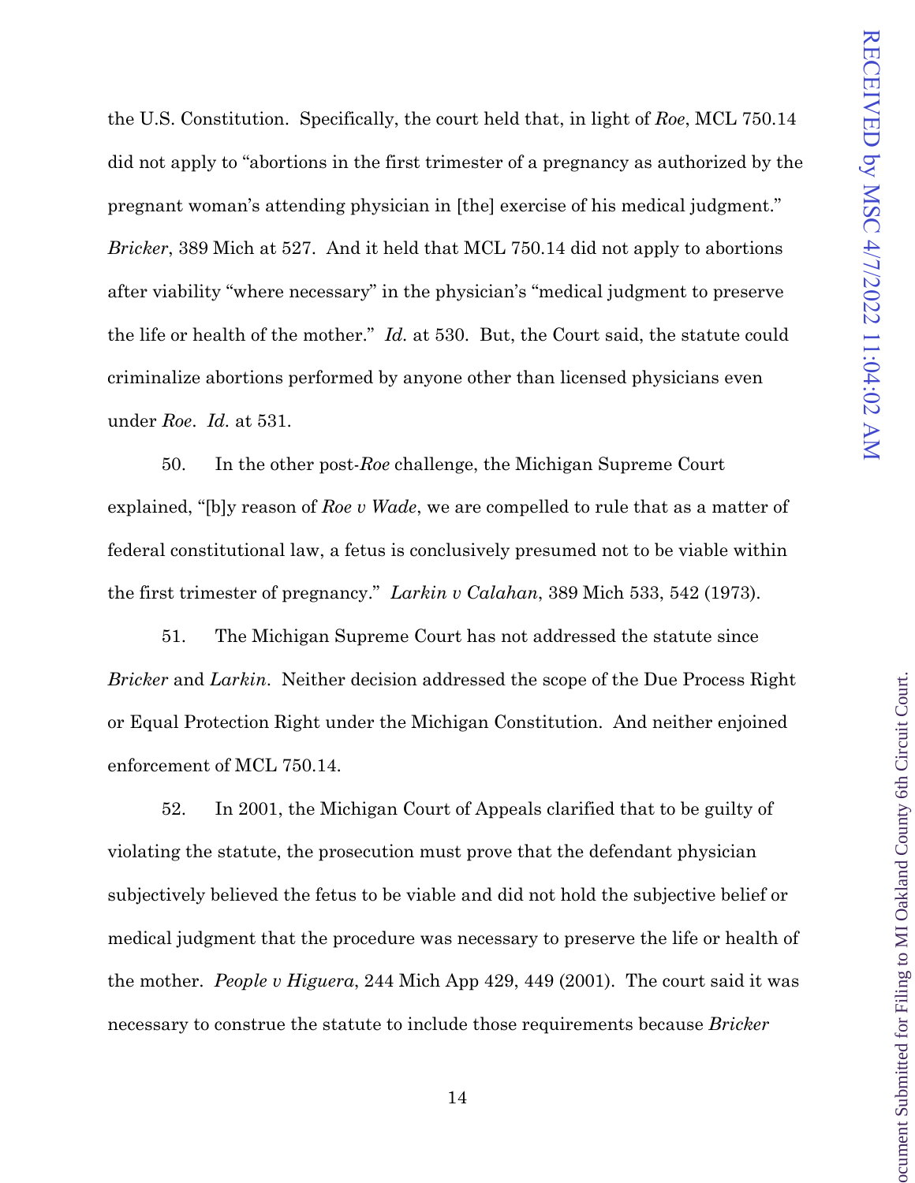the U.S. Constitution. Specifically, the court held that, in light of *Roe*, MCL 750.14 did not apply to "abortions in the first trimester of a pregnancy as authorized by the pregnant woman's attending physician in [the] exercise of his medical judgment." *Bricker*, 389 Mich at 527. And it held that MCL 750.14 did not apply to abortions after viability "where necessary" in the physician's "medical judgment to preserve the life or health of the mother." *Id.* at 530. But, the Court said, the statute could criminalize abortions performed by anyone other than licensed physicians even under *Roe*. *Id.* at 531.

50. In the other post-*Roe* challenge, the Michigan Supreme Court explained, "[b]y reason of *Roe v Wade*, we are compelled to rule that as a matter of federal constitutional law, a fetus is conclusively presumed not to be viable within the first trimester of pregnancy." *Larkin v Calahan*, 389 Mich 533, 542 (1973).

51. The Michigan Supreme Court has not addressed the statute since *Bricker* and *Larkin*. Neither decision addressed the scope of the Due Process Right or Equal Protection Right under the Michigan Constitution. And neither enjoined enforcement of MCL 750.14.

52. In 2001, the Michigan Court of Appeals clarified that to be guilty of violating the statute, the prosecution must prove that the defendant physician subjectively believed the fetus to be viable and did not hold the subjective belief or medical judgment that the procedure was necessary to preserve the life or health of the mother. *People v Higuera*, 244 Mich App 429, 449 (2001). The court said it was necessary to construe the statute to include those requirements because *Bricker*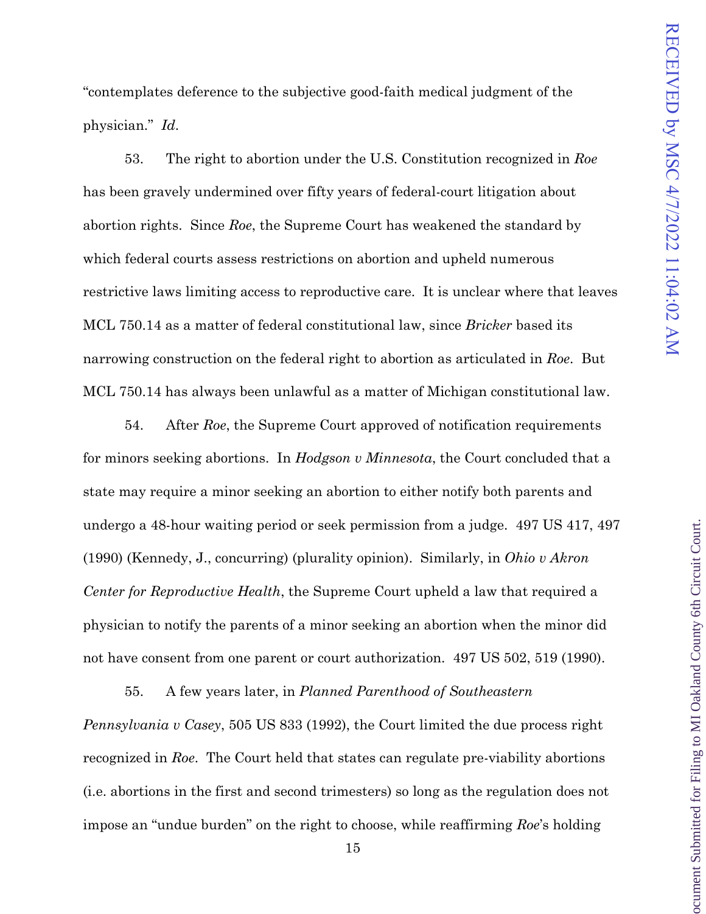"contemplates deference to the subjective good-faith medical judgment of the physician." *Id.*

53. The right to abortion under the U.S. Constitution recognized in *Roe* has been gravely undermined over fifty years of federal-court litigation about abortion rights. Since *Roe*, the Supreme Court has weakened the standard by which federal courts assess restrictions on abortion and upheld numerous restrictive laws limiting access to reproductive care. It is unclear where that leaves MCL 750.14 as a matter of federal constitutional law, since *Bricker* based its narrowing construction on the federal right to abortion as articulated in *Roe*. But MCL 750.14 has always been unlawful as a matter of Michigan constitutional law.

54. After *Roe*, the Supreme Court approved of notification requirements for minors seeking abortions. In *Hodgson v Minnesota*, the Court concluded that a state may require a minor seeking an abortion to either notify both parents and undergo a 48-hour waiting period or seek permission from a judge. 497 US 417, 497 (1990) (Kennedy, J., concurring) (plurality opinion). Similarly, in *Ohio v Akron Center for Reproductive Health*, the Supreme Court upheld a law that required a physician to notify the parents of a minor seeking an abortion when the minor did not have consent from one parent or court authorization. 497 US 502, 519 (1990).

55. A few years later, in *Planned Parenthood of Southeastern Pennsylvania v Casey*, 505 US 833 (1992), the Court limited the due process right recognized in *Roe*. The Court held that states can regulate pre-viability abortions (i.e. abortions in the first and second trimesters) so long as the regulation does not impose an "undue burden" on the right to choose, while reaffirming *Roe*'s holding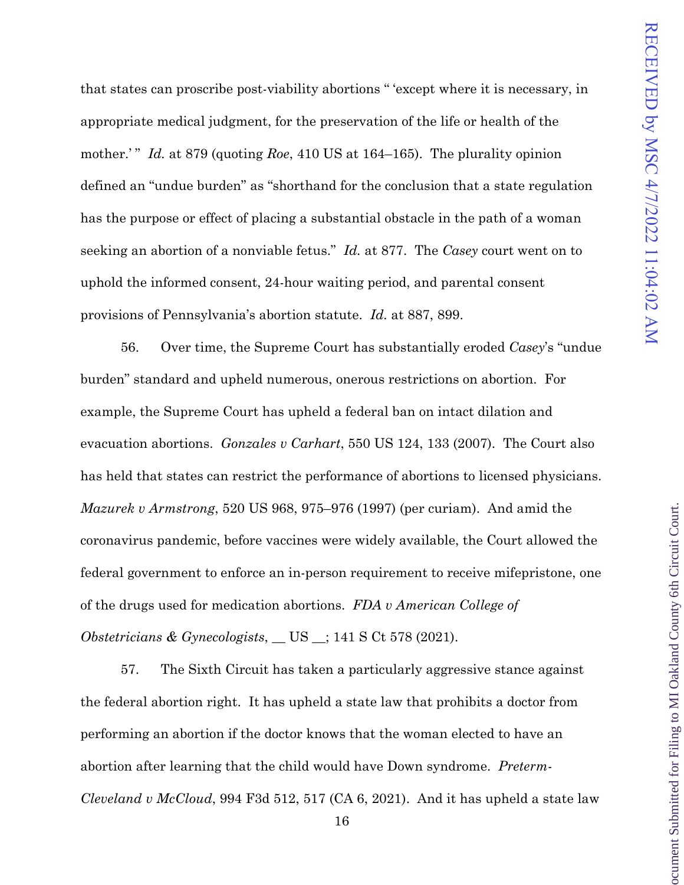that states can proscribe post-viability abortions " 'except where it is necessary, in appropriate medical judgment, for the preservation of the life or health of the mother.' " *Id.* at 879 (quoting *Roe*, 410 US at 164–165). The plurality opinion defined an "undue burden" as "shorthand for the conclusion that a state regulation has the purpose or effect of placing a substantial obstacle in the path of a woman seeking an abortion of a nonviable fetus." *Id.* at 877. The *Casey* court went on to uphold the informed consent, 24-hour waiting period, and parental consent provisions of Pennsylvania's abortion statute. *Id.* at 887, 899.

56. Over time, the Supreme Court has substantially eroded *Casey*'s "undue burden" standard and upheld numerous, onerous restrictions on abortion. For example, the Supreme Court has upheld a federal ban on intact dilation and evacuation abortions. *Gonzales v Carhart*, 550 US 124, 133 (2007). The Court also has held that states can restrict the performance of abortions to licensed physicians. *Mazurek v Armstrong*, 520 US 968, 975–976 (1997) (per curiam). And amid the coronavirus pandemic, before vaccines were widely available, the Court allowed the federal government to enforce an in-person requirement to receive mifepristone, one of the drugs used for medication abortions. *FDA v American College of Obstetricians & Gynecologists*, __ US __; 141 S Ct 578 (2021).

57. The Sixth Circuit has taken a particularly aggressive stance against the federal abortion right. It has upheld a state law that prohibits a doctor from performing an abortion if the doctor knows that the woman elected to have an abortion after learning that the child would have Down syndrome. *Preterm-Cleveland v McCloud*, 994 F3d 512, 517 (CA 6, 2021). And it has upheld a state law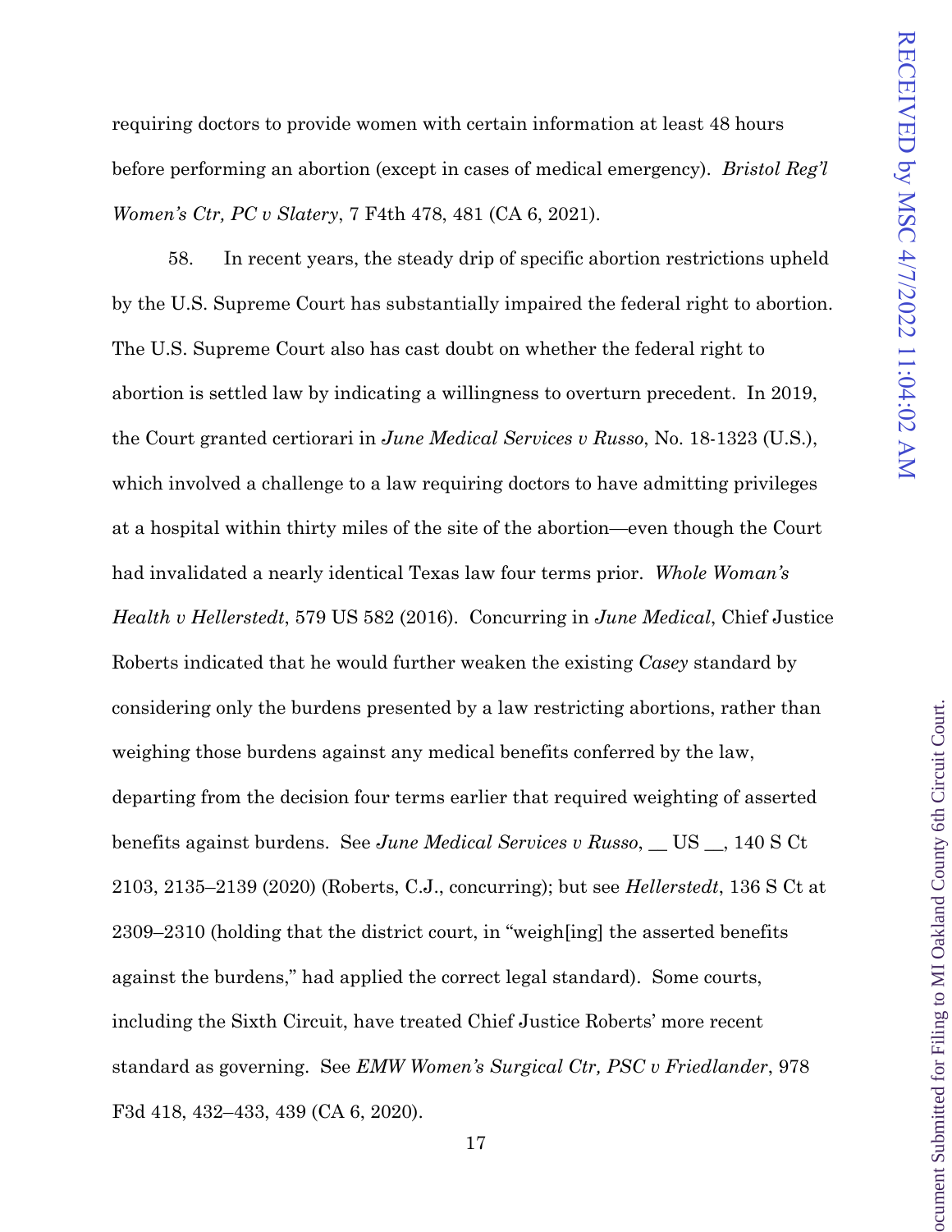requiring doctors to provide women with certain information at least 48 hours before performing an abortion (except in cases of medical emergency). *Bristol Reg'l Women's Ctr, PC v Slatery*, 7 F4th 478, 481 (CA 6, 2021).

58. In recent years, the steady drip of specific abortion restrictions upheld by the U.S. Supreme Court has substantially impaired the federal right to abortion. The U.S. Supreme Court also has cast doubt on whether the federal right to abortion is settled law by indicating a willingness to overturn precedent. In 2019, the Court granted certiorari in *June Medical Services v Russo*, No. 18-1323 (U.S.), which involved a challenge to a law requiring doctors to have admitting privileges at a hospital within thirty miles of the site of the abortion—even though the Court had invalidated a nearly identical Texas law four terms prior. *Whole Woman's Health v Hellerstedt*, 579 US 582 (2016). Concurring in *June Medical*, Chief Justice Roberts indicated that he would further weaken the existing *Casey* standard by considering only the burdens presented by a law restricting abortions, rather than weighing those burdens against any medical benefits conferred by the law, departing from the decision four terms earlier that required weighting of asserted benefits against burdens. See *June Medical Services v Russo*, __ US __, 140 S Ct 2103, 2135–2139 (2020) (Roberts, C.J., concurring); but see *Hellerstedt*, 136 S Ct at 2309–2310 (holding that the district court, in "weigh[ing] the asserted benefits against the burdens," had applied the correct legal standard). Some courts, including the Sixth Circuit, have treated Chief Justice Roberts' more recent standard as governing. See *EMW Women's Surgical Ctr, PSC v Friedlander*, 978 F3d 418, 432–433, 439 (CA 6, 2020).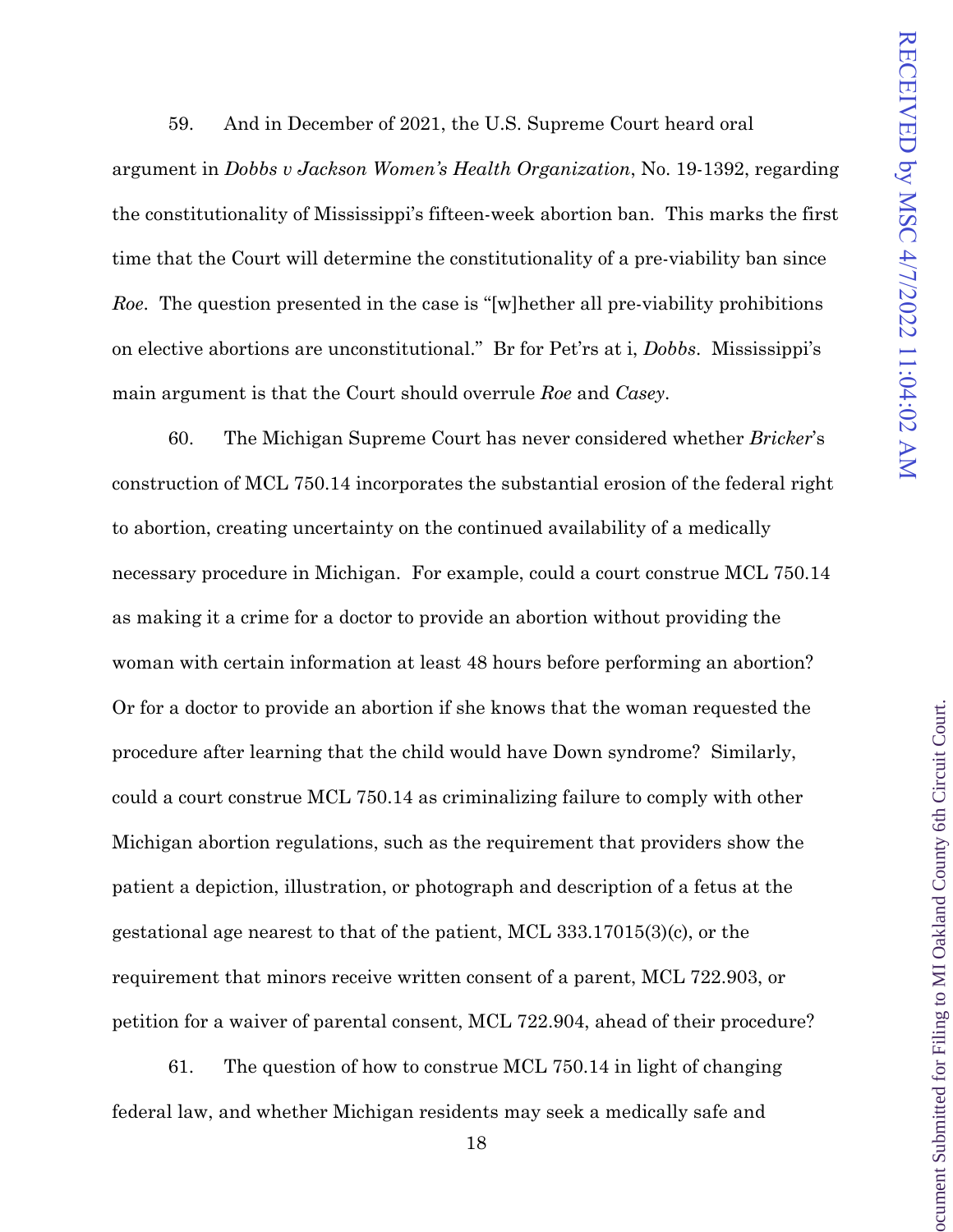59. And in December of 2021, the U.S. Supreme Court heard oral argument in *Dobbs v Jackson Women's Health Organization*, No. 19-1392, regarding the constitutionality of Mississippi's fifteen-week abortion ban. This marks the first time that the Court will determine the constitutionality of a pre-viability ban since *Roe*. The question presented in the case is "[w]hether all pre-viability prohibitions on elective abortions are unconstitutional." Br for Pet'rs at i, *Dobbs*. Mississippi's main argument is that the Court should overrule *Roe* and *Casey*.

60. The Michigan Supreme Court has never considered whether *Bricker*'s construction of MCL 750.14 incorporates the substantial erosion of the federal right to abortion, creating uncertainty on the continued availability of a medically necessary procedure in Michigan. For example, could a court construe MCL 750.14 as making it a crime for a doctor to provide an abortion without providing the woman with certain information at least 48 hours before performing an abortion? Or for a doctor to provide an abortion if she knows that the woman requested the procedure after learning that the child would have Down syndrome? Similarly, could a court construe MCL 750.14 as criminalizing failure to comply with other Michigan abortion regulations, such as the requirement that providers show the patient a depiction, illustration, or photograph and description of a fetus at the gestational age nearest to that of the patient, MCL 333.17015(3)(c), or the requirement that minors receive written consent of a parent, MCL 722.903, or petition for a waiver of parental consent, MCL 722.904, ahead of their procedure?

61. The question of how to construe MCL 750.14 in light of changing federal law, and whether Michigan residents may seek a medically safe and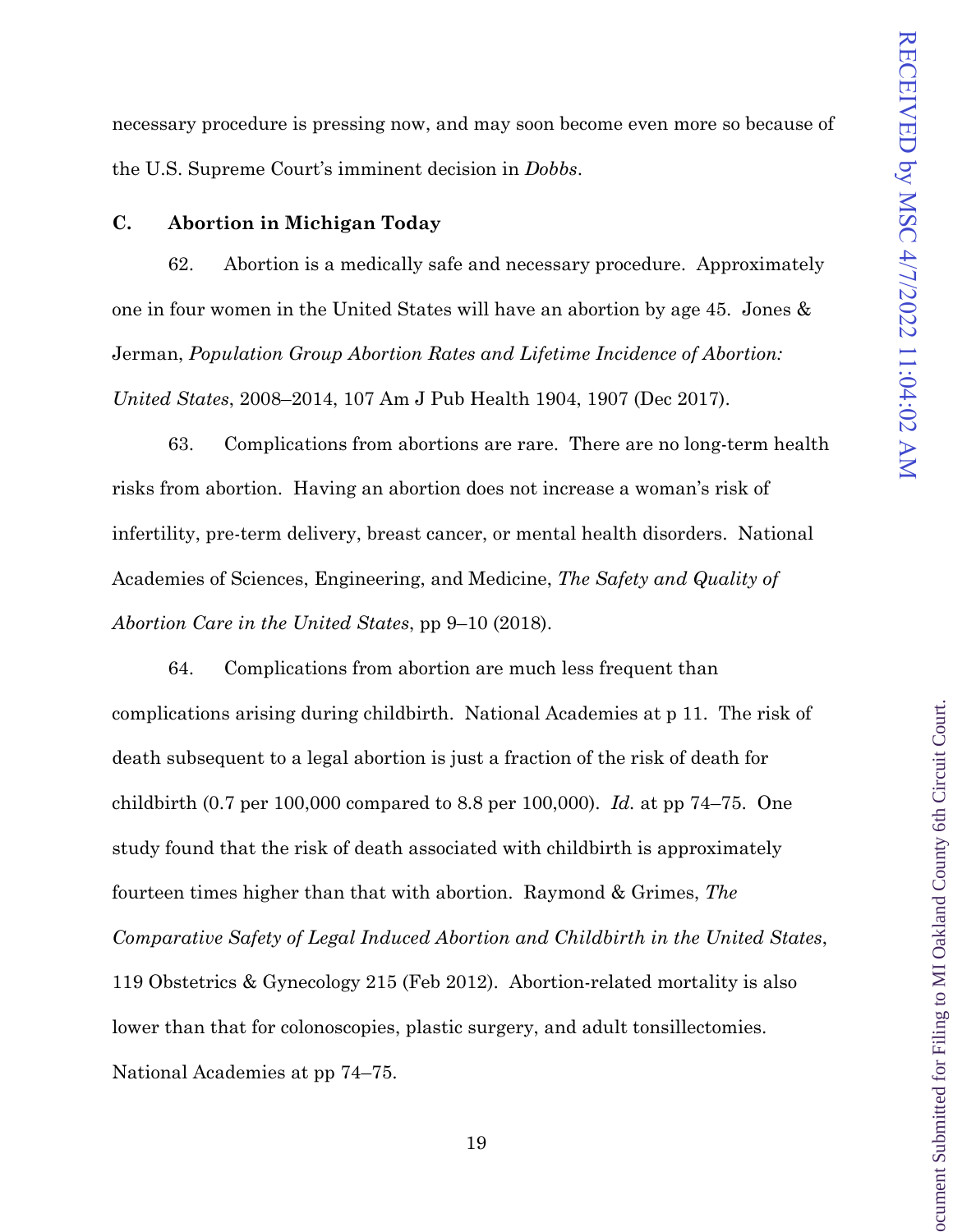necessary procedure is pressing now, and may soon become even more so because of the U.S. Supreme Court's imminent decision in *Dobbs*.

**C. Abortion in Michigan Today**

62. Abortion is a medically safe and necessary procedure. Approximately one in four women in the United States will have an abortion by age 45. Jones & Jerman, *Population Group Abortion Rates and Lifetime Incidence of Abortion: United States*, 2008–2014, 107 Am J Pub Health 1904, 1907 (Dec 2017).

63. Complications from abortions are rare. There are no long-term health risks from abortion. Having an abortion does not increase a woman's risk of infertility, pre-term delivery, breast cancer, or mental health disorders. National Academies of Sciences, Engineering, and Medicine, *The Safety and Quality of Abortion Care in the United States*, pp 9–10 (2018).

64. Complications from abortion are much less frequent than complications arising during childbirth. National Academies at p 11. The risk of death subsequent to a legal abortion is just a fraction of the risk of death for childbirth (0.7 per 100,000 compared to 8.8 per 100,000). *Id.* at pp 74–75. One study found that the risk of death associated with childbirth is approximately fourteen times higher than that with abortion. Raymond & Grimes, *The Comparative Safety of Legal Induced Abortion and Childbirth in the United States*, 119 Obstetrics & Gynecology 215 (Feb 2012). Abortion-related mortality is also lower than that for colonoscopies, plastic surgery, and adult tonsillectomies. National Academies at pp 74–75.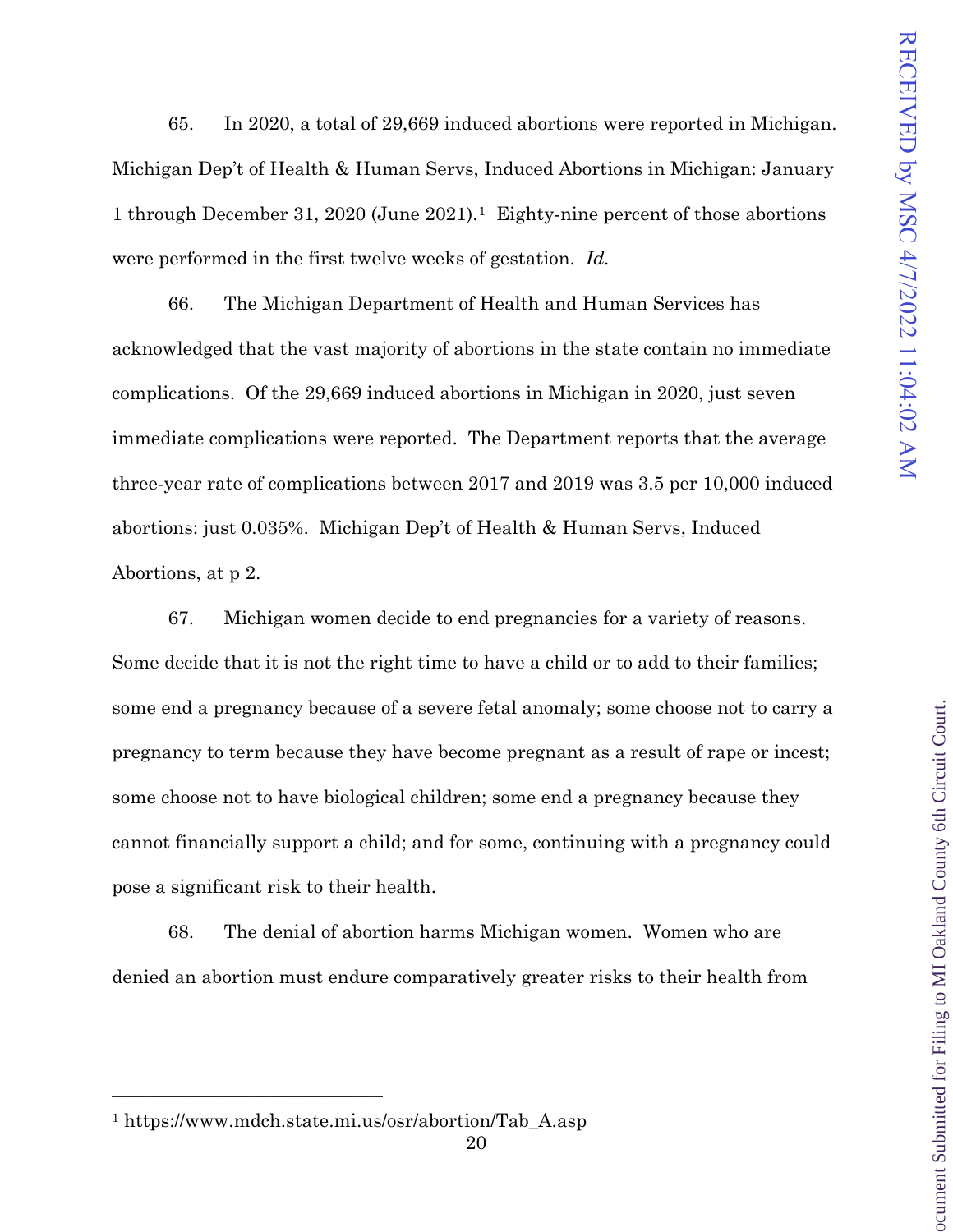65. In 2020, a total of 29,669 induced abortions were reported in Michigan. Michigan Dep't of Health & Human Servs, Induced Abortions in Michigan: January 1 through December 31, 2020 (June 2021).[1] Eighty-nine percent of those abortions were performed in the first twelve weeks of gestation. *Id.*

66. The Michigan Department of Health and Human Services has acknowledged that the vast majority of abortions in the state contain no immediate complications. Of the 29,669 induced abortions in Michigan in 2020, just seven immediate complications were reported. The Department reports that the average three-year rate of complications between 2017 and 2019 was 3.5 per 10,000 induced abortions: just 0.035%. Michigan Dep't of Health & Human Servs, Induced Abortions, at p 2.

67. Michigan women decide to end pregnancies for a variety of reasons. Some decide that it is not the right time to have a child or to add to their families; some end a pregnancy because of a severe fetal anomaly; some choose not to carry a pregnancy to term because they have become pregnant as a result of rape or incest; some choose not to have biological children; some end a pregnancy because they cannot financially support a child; and for some, continuing with a pregnancy could pose a significant risk to their health.

68. The denial of abortion harms Michigan women. Women who are denied an abortion must endure comparatively greater risks to their health from

[1] https://www.mdch.state.mi.us/osr/abortion/Tab_A.asp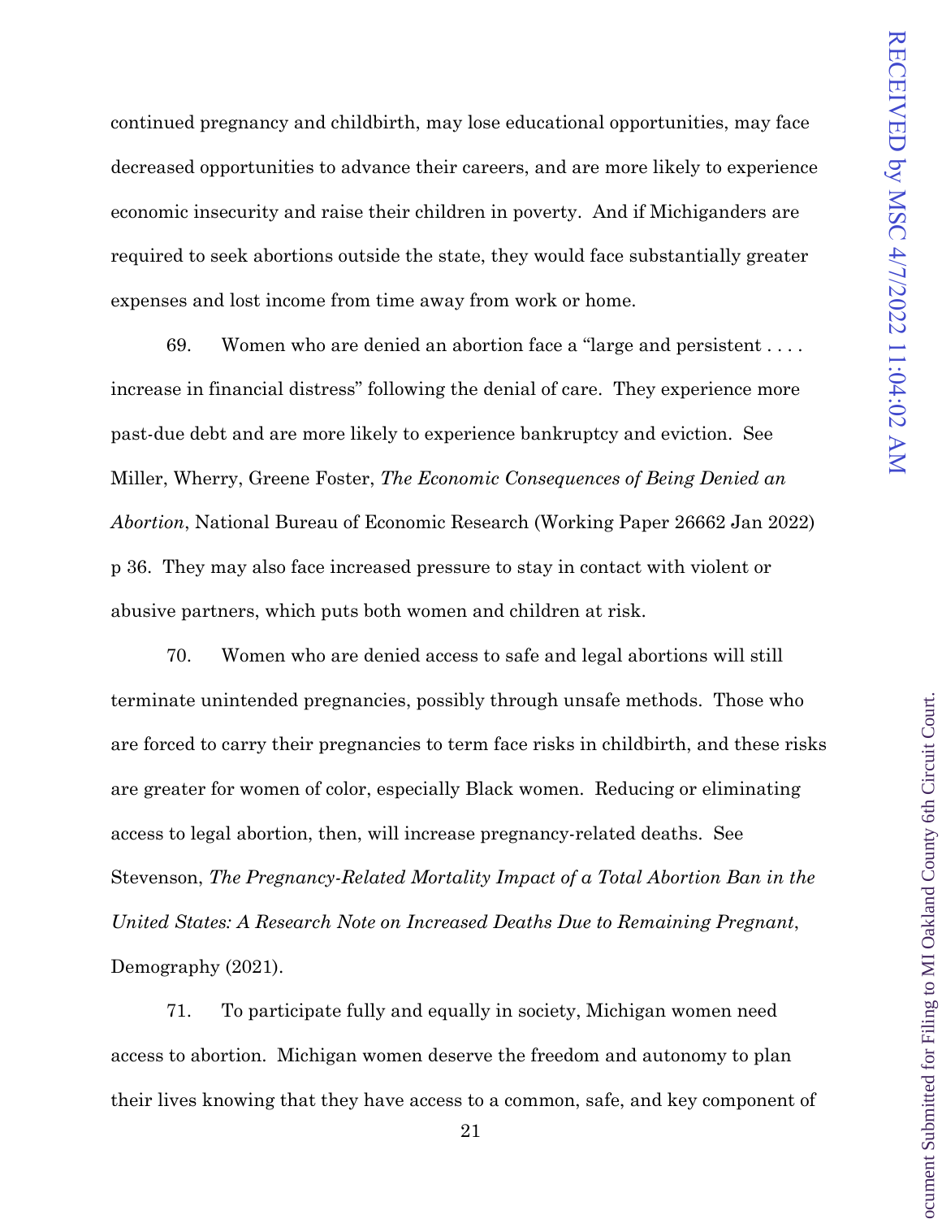continued pregnancy and childbirth, may lose educational opportunities, may face decreased opportunities to advance their careers, and are more likely to experience economic insecurity and raise their children in poverty. And if Michiganders are required to seek abortions outside the state, they would face substantially greater expenses and lost income from time away from work or home.

69. Women who are denied an abortion face a "large and persistent . . . . increase in financial distress" following the denial of care. They experience more past-due debt and are more likely to experience bankruptcy and eviction. See Miller, Wherry, Greene Foster, *The Economic Consequences of Being Denied an Abortion*, National Bureau of Economic Research (Working Paper 26662 Jan 2022) p 36. They may also face increased pressure to stay in contact with violent or abusive partners, which puts both women and children at risk.

70. Women who are denied access to safe and legal abortions will still terminate unintended pregnancies, possibly through unsafe methods. Those who are forced to carry their pregnancies to term face risks in childbirth, and these risks are greater for women of color, especially Black women. Reducing or eliminating access to legal abortion, then, will increase pregnancy-related deaths. See Stevenson, *The Pregnancy-Related Mortality Impact of a Total Abortion Ban in the United States: A Research Note on Increased Deaths Due to Remaining Pregnant*, Demography (2021).

71. To participate fully and equally in society, Michigan women need access to abortion. Michigan women deserve the freedom and autonomy to plan their lives knowing that they have access to a common, safe, and key component of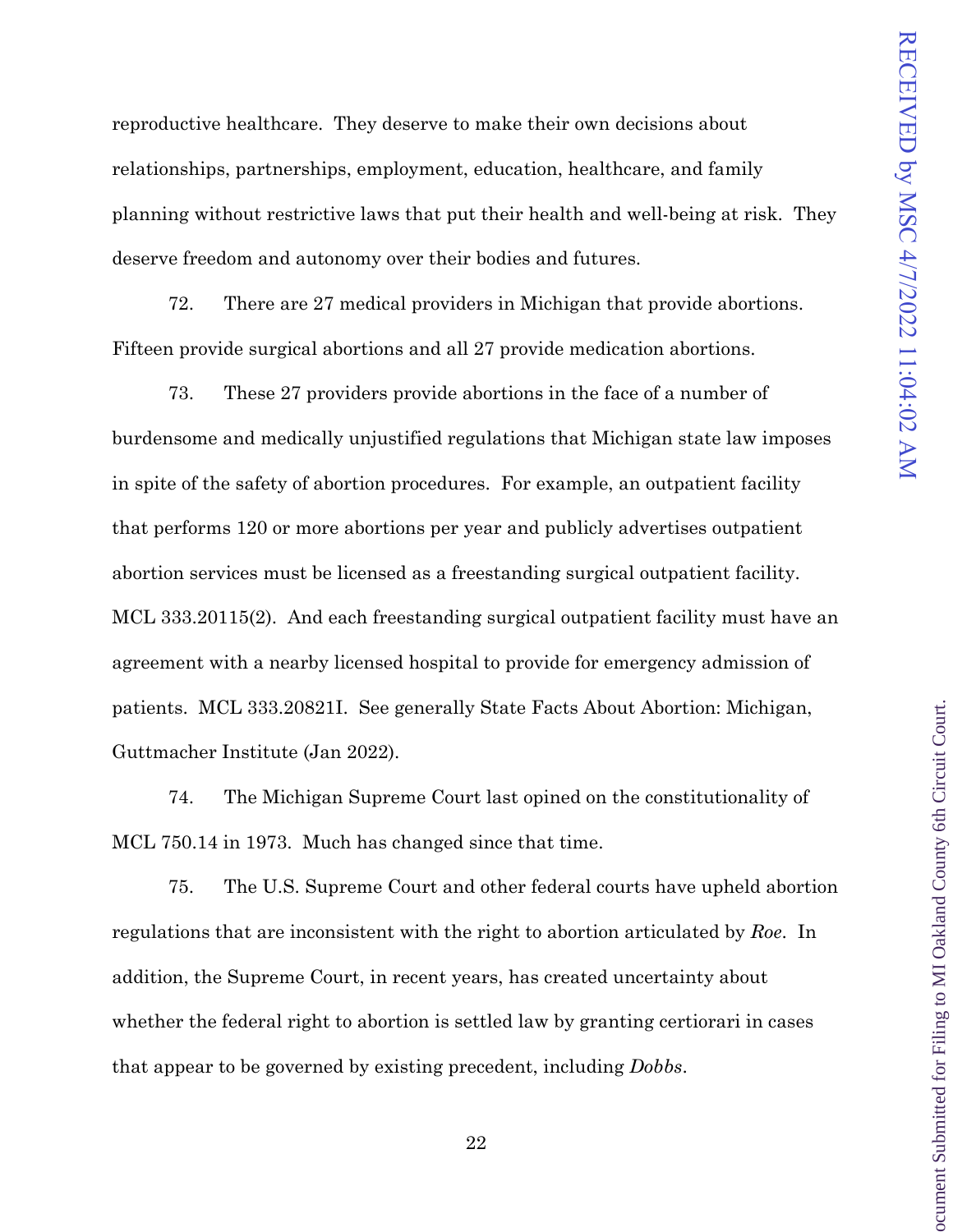reproductive healthcare. They deserve to make their own decisions about relationships, partnerships, employment, education, healthcare, and family planning without restrictive laws that put their health and well-being at risk. They deserve freedom and autonomy over their bodies and futures.

72. There are 27 medical providers in Michigan that provide abortions. Fifteen provide surgical abortions and all 27 provide medication abortions.

73. These 27 providers provide abortions in the face of a number of burdensome and medically unjustified regulations that Michigan state law imposes in spite of the safety of abortion procedures. For example, an outpatient facility that performs 120 or more abortions per year and publicly advertises outpatient abortion services must be licensed as a freestanding surgical outpatient facility. MCL 333.20115(2). And each freestanding surgical outpatient facility must have an agreement with a nearby licensed hospital to provide for emergency admission of patients. MCL 333.20821I. See generally State Facts About Abortion: Michigan, Guttmacher Institute (Jan 2022).

74. The Michigan Supreme Court last opined on the constitutionality of MCL 750.14 in 1973. Much has changed since that time.

75. The U.S. Supreme Court and other federal courts have upheld abortion regulations that are inconsistent with the right to abortion articulated by *Roe*. In addition, the Supreme Court, in recent years, has created uncertainty about whether the federal right to abortion is settled law by granting certiorari in cases that appear to be governed by existing precedent, including *Dobbs*.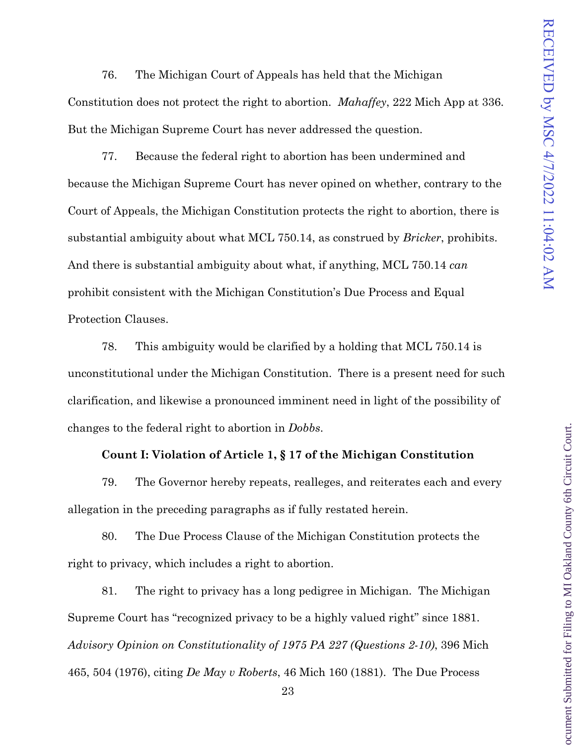76. The Michigan Court of Appeals has held that the Michigan Constitution does not protect the right to abortion. *Mahaffey*, 222 Mich App at 336. But the Michigan Supreme Court has never addressed the question.

77. Because the federal right to abortion has been undermined and because the Michigan Supreme Court has never opined on whether, contrary to the Court of Appeals, the Michigan Constitution protects the right to abortion, there is substantial ambiguity about what MCL 750.14, as construed by *Bricker*, prohibits. And there is substantial ambiguity about what, if anything, MCL 750.14 *can* prohibit consistent with the Michigan Constitution's Due Process and Equal Protection Clauses.

78. This ambiguity would be clarified by a holding that MCL 750.14 is unconstitutional under the Michigan Constitution. There is a present need for such clarification, and likewise a pronounced imminent need in light of the possibility of changes to the federal right to abortion in *Dobbs*.

**Count I: Violation of Article 1, § 17 of the Michigan Constitution**

79. The Governor hereby repeats, realleges, and reiterates each and every allegation in the preceding paragraphs as if fully restated herein.

80. The Due Process Clause of the Michigan Constitution protects the right to privacy, which includes a right to abortion.

81. The right to privacy has a long pedigree in Michigan. The Michigan Supreme Court has "recognized privacy to be a highly valued right" since 1881. *Advisory Opinion on Constitutionality of 1975 PA 227 (Questions 2-10)*, 396 Mich 465, 504 (1976), citing *De May v Roberts*, 46 Mich 160 (1881). The Due Process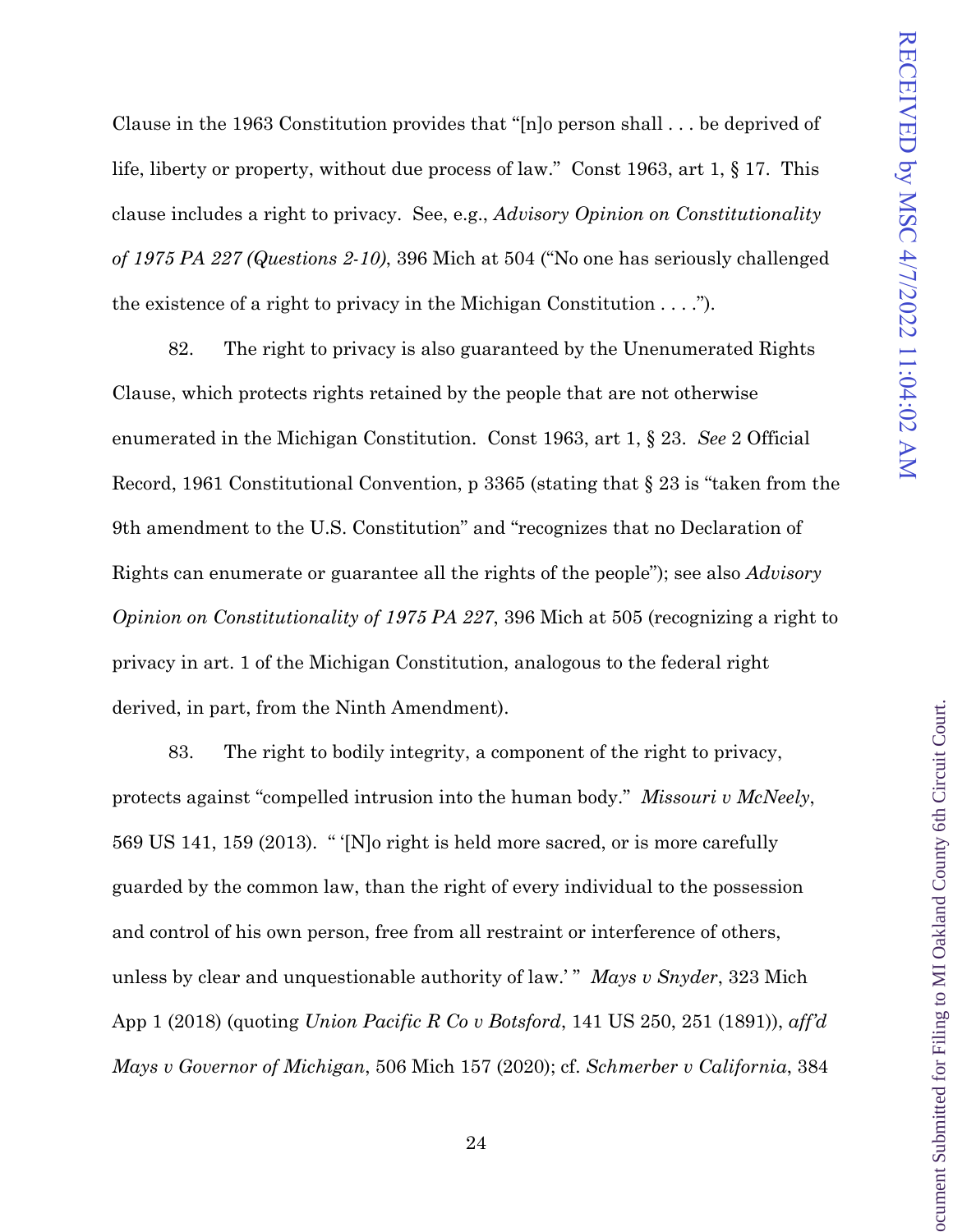Clause in the 1963 Constitution provides that "[n]o person shall . . . be deprived of life, liberty or property, without due process of law." Const 1963, art 1, § 17. This clause includes a right to privacy. See, e.g., *Advisory Opinion on Constitutionality of 1975 PA 227 (Questions 2-10)*, 396 Mich at 504 ("No one has seriously challenged the existence of a right to privacy in the Michigan Constitution . . . .").

82. The right to privacy is also guaranteed by the Unenumerated Rights Clause, which protects rights retained by the people that are not otherwise enumerated in the Michigan Constitution. Const 1963, art 1, § 23. *See* 2 Official Record, 1961 Constitutional Convention, p 3365 (stating that § 23 is "taken from the 9th amendment to the U.S. Constitution" and "recognizes that no Declaration of Rights can enumerate or guarantee all the rights of the people"); see also *Advisory Opinion on Constitutionality of 1975 PA 227*, 396 Mich at 505 (recognizing a right to privacy in art. 1 of the Michigan Constitution, analogous to the federal right derived, in part, from the Ninth Amendment).

83. The right to bodily integrity, a component of the right to privacy, protects against "compelled intrusion into the human body." *Missouri v McNeely*, 569 US 141, 159 (2013). " '[N]o right is held more sacred, or is more carefully guarded by the common law, than the right of every individual to the possession and control of his own person, free from all restraint or interference of others, unless by clear and unquestionable authority of law.' " *Mays v Snyder*, 323 Mich App 1 (2018) (quoting *Union Pacific R Co v Botsford*, 141 US 250, 251 (1891)), *aff'd Mays v Governor of Michigan*, 506 Mich 157 (2020); cf. *Schmerber v California*, 384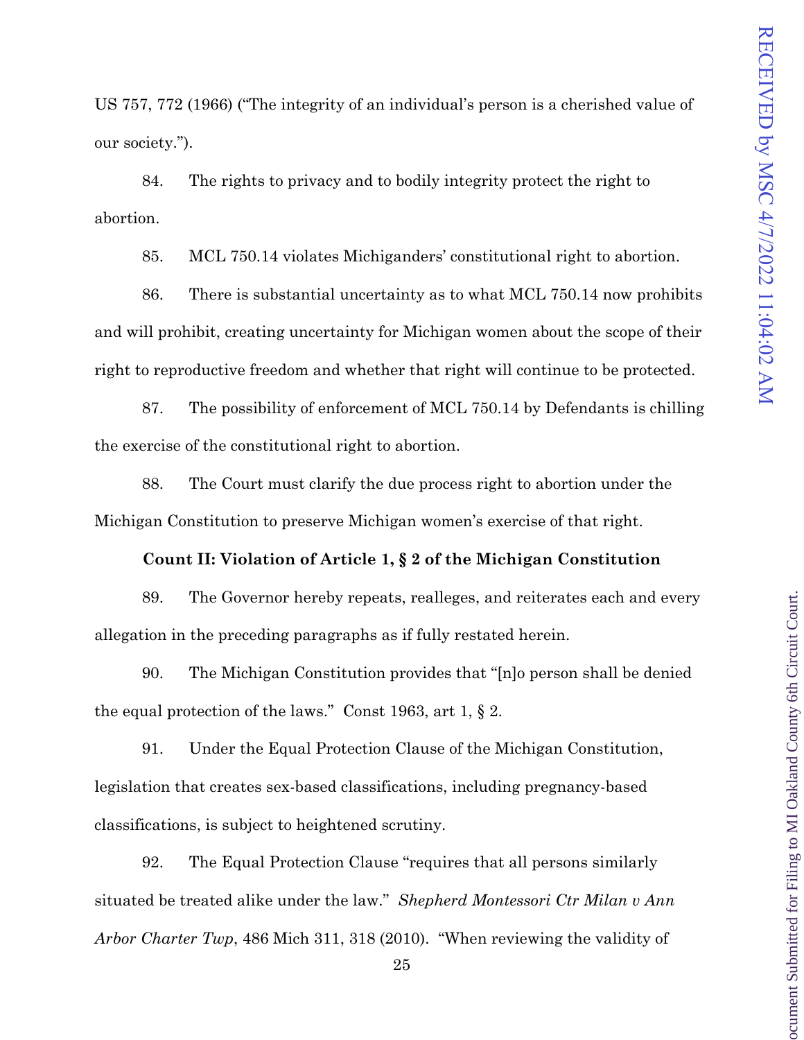US 757, 772 (1966) ("The integrity of an individual's person is a cherished value of our society.").

84. The rights to privacy and to bodily integrity protect the right to abortion.

85. MCL 750.14 violates Michiganders' constitutional right to abortion.

86. There is substantial uncertainty as to what MCL 750.14 now prohibits and will prohibit, creating uncertainty for Michigan women about the scope of their right to reproductive freedom and whether that right will continue to be protected.

87. The possibility of enforcement of MCL 750.14 by Defendants is chilling the exercise of the constitutional right to abortion.

88. The Court must clarify the due process right to abortion under the Michigan Constitution to preserve Michigan women's exercise of that right.

**Count II: Violation of Article 1, § 2 of the Michigan Constitution**

89. The Governor hereby repeats, realleges, and reiterates each and every allegation in the preceding paragraphs as if fully restated herein.

90. The Michigan Constitution provides that "[n]o person shall be denied the equal protection of the laws." Const 1963, art 1, § 2.

91. Under the Equal Protection Clause of the Michigan Constitution, legislation that creates sex-based classifications, including pregnancy-based classifications, is subject to heightened scrutiny.

92. The Equal Protection Clause "requires that all persons similarly situated be treated alike under the law." *Shepherd Montessori Ctr Milan v Ann Arbor Charter Twp*, 486 Mich 311, 318 (2010). "When reviewing the validity of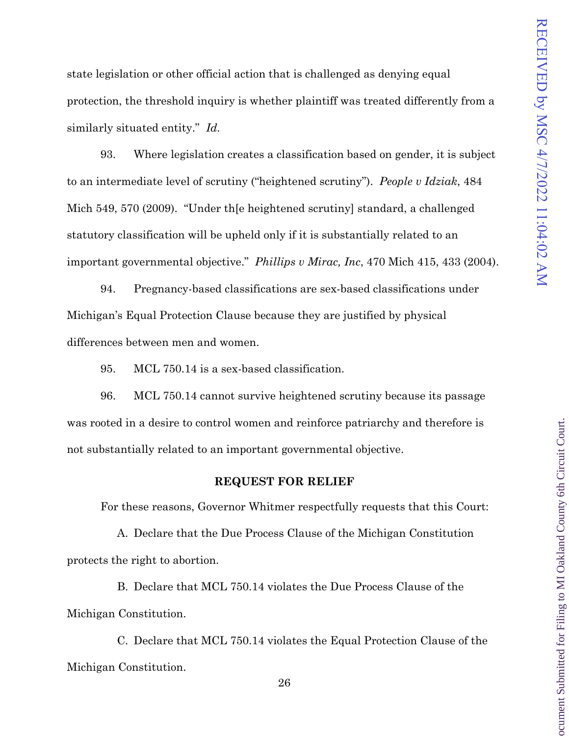state legislation or other official action that is challenged as denying equal protection, the threshold inquiry is whether plaintiff was treated differently from a similarly situated entity." *Id.*

93. Where legislation creates a classification based on gender, it is subject to an intermediate level of scrutiny ("heightened scrutiny"). *People v Idziak*, 484 Mich 549, 570 (2009). "Under th[e heightened scrutiny] standard, a challenged statutory classification will be upheld only if it is substantially related to an important governmental objective." *Phillips v Mirac, Inc*, 470 Mich 415, 433 (2004).

94. Pregnancy-based classifications are sex-based classifications under Michigan's Equal Protection Clause because they are justified by physical differences between men and women.

95. MCL 750.14 is a sex-based classification.

96. MCL 750.14 cannot survive heightened scrutiny because its passage was rooted in a desire to control women and reinforce patriarchy and therefore is not substantially related to an important governmental objective.

**REQUEST FOR RELIEF**

For these reasons, Governor Whitmer respectfully requests that this Court:

A. Declare that the Due Process Clause of the Michigan Constitution protects the right to abortion.

B. Declare that MCL 750.14 violates the Due Process Clause of the Michigan Constitution.

C. Declare that MCL 750.14 violates the Equal Protection Clause of the Michigan Constitution.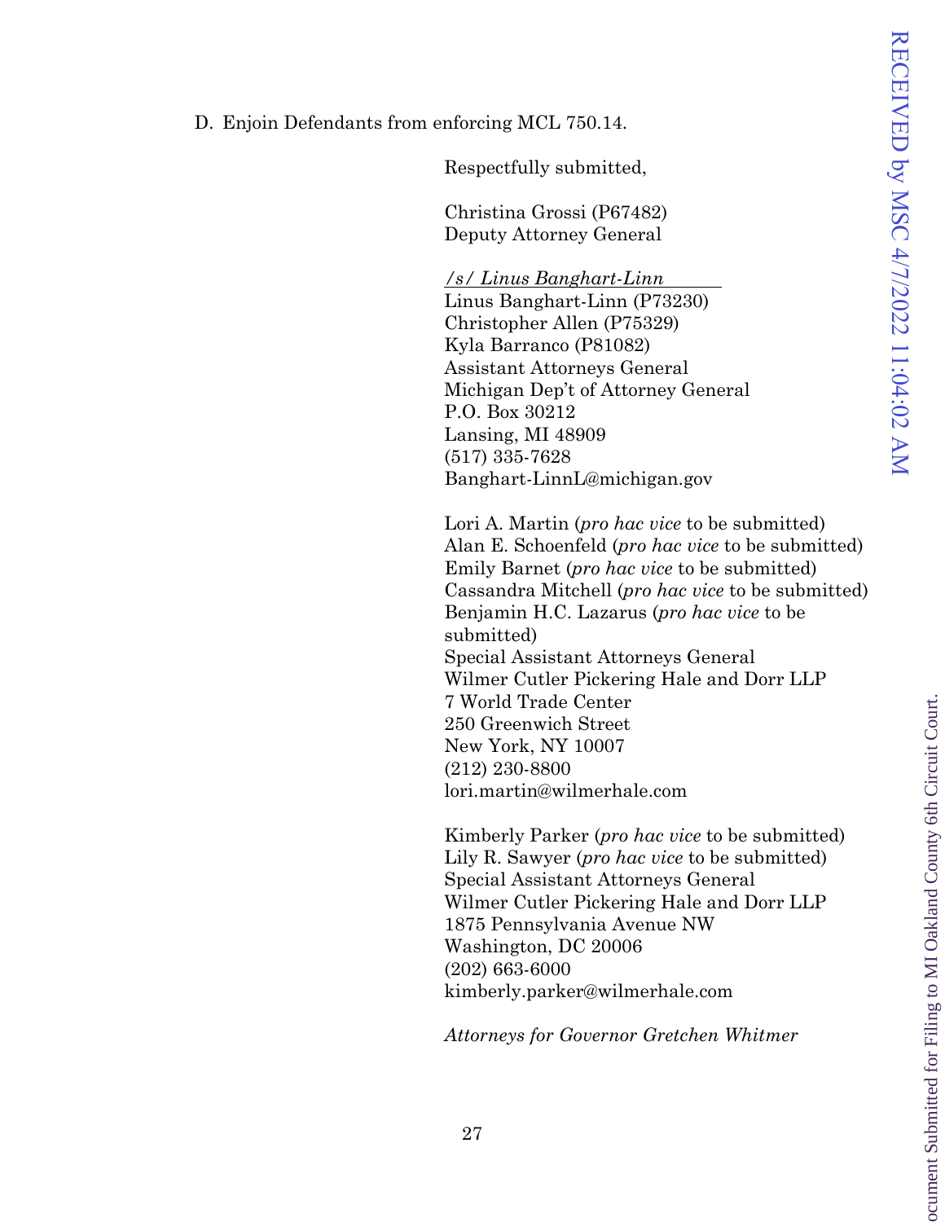D. Enjoin Defendants from enforcing MCL 750.14.

Respectfully submitted,

Christina Grossi (P67482)
Deputy Attorney General

*/s/ Linus Banghart-Linn*
Linus Banghart-Linn (P73230)
Christopher Allen (P75329)
Kyla Barranco (P81082)
Assistant Attorneys General
Michigan Dep't of Attorney General
P.O. Box 30212
Lansing, MI 48909
(517) 335-7628
Banghart-LinnL@michigan.gov

Lori A. Martin (*pro hac vice* to be submitted)
Alan E. Schoenfeld (*pro hac vice* to be submitted)
Emily Barnet (*pro hac vice* to be submitted)
Cassandra Mitchell (*pro hac vice* to be submitted)
Benjamin H.C. Lazarus (*pro hac vice* to be submitted)
Special Assistant Attorneys General
Wilmer Cutler Pickering Hale and Dorr LLP
7 World Trade Center
250 Greenwich Street
New York, NY 10007
(212) 230-8800
lori.martin@wilmerhale.com

Kimberly Parker (*pro hac vice* to be submitted)
Lily R. Sawyer (*pro hac vice* to be submitted)
Special Assistant Attorneys General
Wilmer Cutler Pickering Hale and Dorr LLP
1875 Pennsylvania Avenue NW
Washington, DC 20006
(202) 663-6000
kimberly.parker@wilmerhale.com

*Attorneys for Governor Gretchen Whitmer*